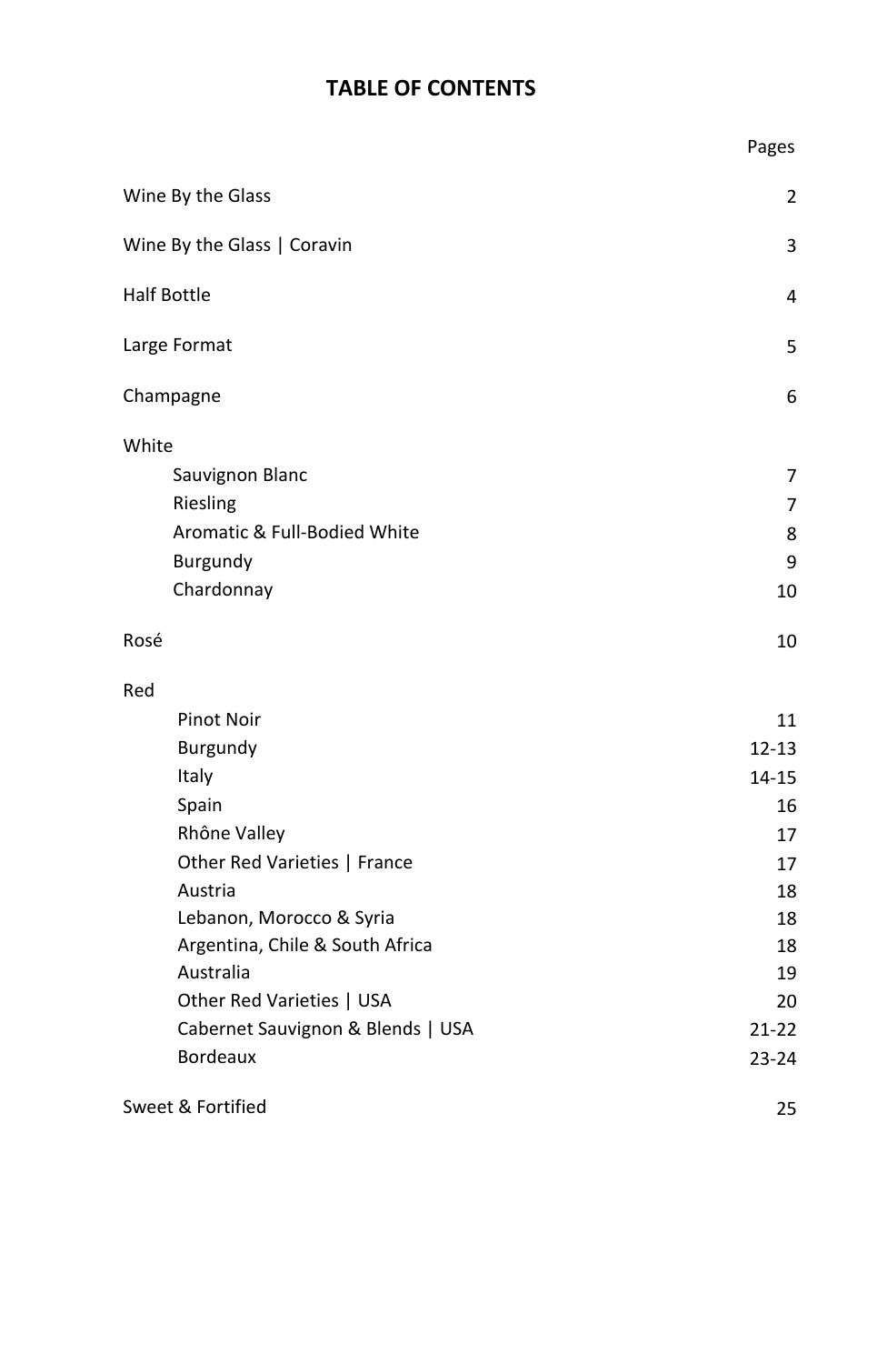# TABLE OF CONTENTS

| | Pages |
|---|---|
| Wine By the Glass | 2 |
| Wine By the Glass \| Coravin | 3 |
| Half Bottle | 4 |
| Large Format | 5 |
| Champagne | 6 |
| White | |
| Sauvignon Blanc | 7 |
| Riesling | 7 |
| Aromatic & Full-Bodied White | 8 |
| Burgundy | 9 |
| Chardonnay | 10 |
| Rosé | 10 |
| Red | |
| Pinot Noir | 11 |
| Burgundy | 12-13 |
| Italy | 14-15 |
| Spain | 16 |
| Rhône Valley | 17 |
| Other Red Varieties \| France | 17 |
| Austria | 18 |
| Lebanon, Morocco & Syria | 18 |
| Argentina, Chile & South Africa | 18 |
| Australia | 19 |
| Other Red Varieties \| USA | 20 |
| Cabernet Sauvignon & Blends \| USA | 21-22 |
| Bordeaux | 23-24 |
| Sweet & Fortified | 25 |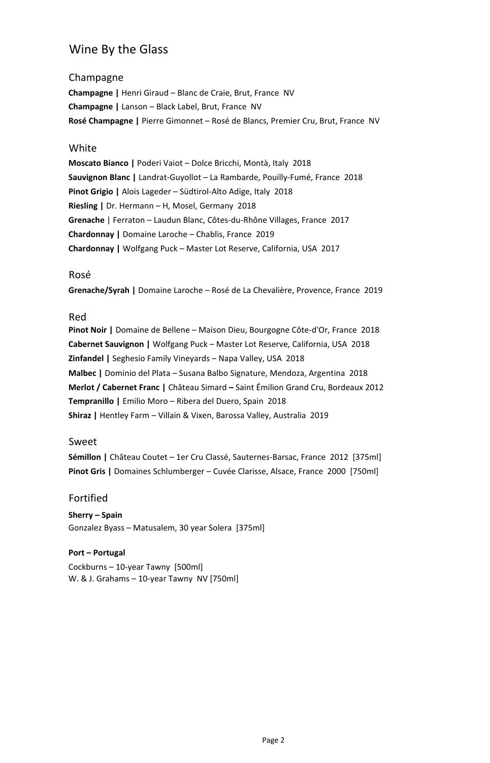# Wine By the Glass

## Champagne

**Champagne |** Henri Giraud – Blanc de Craie, Brut, France NV
**Champagne |** Lanson – Black Label, Brut, France NV
**Rosé Champagne |** Pierre Gimonnet – Rosé de Blancs, Premier Cru, Brut, France NV

## White

**Moscato Bianco |** Poderi Vaiot – Dolce Bricchi, Montà, Italy 2018
**Sauvignon Blanc |** Landrat-Guyollot – La Rambarde, Pouilly-Fumé, France 2018
**Pinot Grigio |** Alois Lageder – Südtirol-Alto Adige, Italy 2018
**Riesling |** Dr. Hermann – H, Mosel, Germany 2018
**Grenache** | Ferraton – Laudun Blanc, Côtes-du-Rhône Villages, France 2017
**Chardonnay |** Domaine Laroche – Chablis, France 2019
**Chardonnay |** Wolfgang Puck – Master Lot Reserve, California, USA 2017

## Rosé

**Grenache/Syrah |** Domaine Laroche – Rosé de La Chevalière, Provence, France 2019

## Red

**Pinot Noir |** Domaine de Bellene – Maison Dieu, Bourgogne Côte-d'Or, France 2018
**Cabernet Sauvignon |** Wolfgang Puck – Master Lot Reserve, California, USA 2018
**Zinfandel |** Seghesio Family Vineyards – Napa Valley, USA 2018
**Malbec |** Dominio del Plata – Susana Balbo Signature, Mendoza, Argentina 2018
**Merlot / Cabernet Franc |** Château Simard **–** Saint Émilion Grand Cru, Bordeaux 2012
**Tempranillo |** Emilio Moro – Ribera del Duero, Spain 2018
**Shiraz |** Hentley Farm – Villain & Vixen, Barossa Valley, Australia 2019

## Sweet

**Sémillon |** Château Coutet – 1er Cru Classé, Sauternes-Barsac, France 2012 [375ml]
**Pinot Gris |** Domaines Schlumberger – Cuvée Clarisse, Alsace, France 2000 [750ml]

## Fortified

**Sherry – Spain**
Gonzalez Byass – Matusalem, 30 year Solera [375ml]

**Port – Portugal**
Cockburns – 10-year Tawny [500ml]
W. & J. Grahams – 10-year Tawny NV [750ml]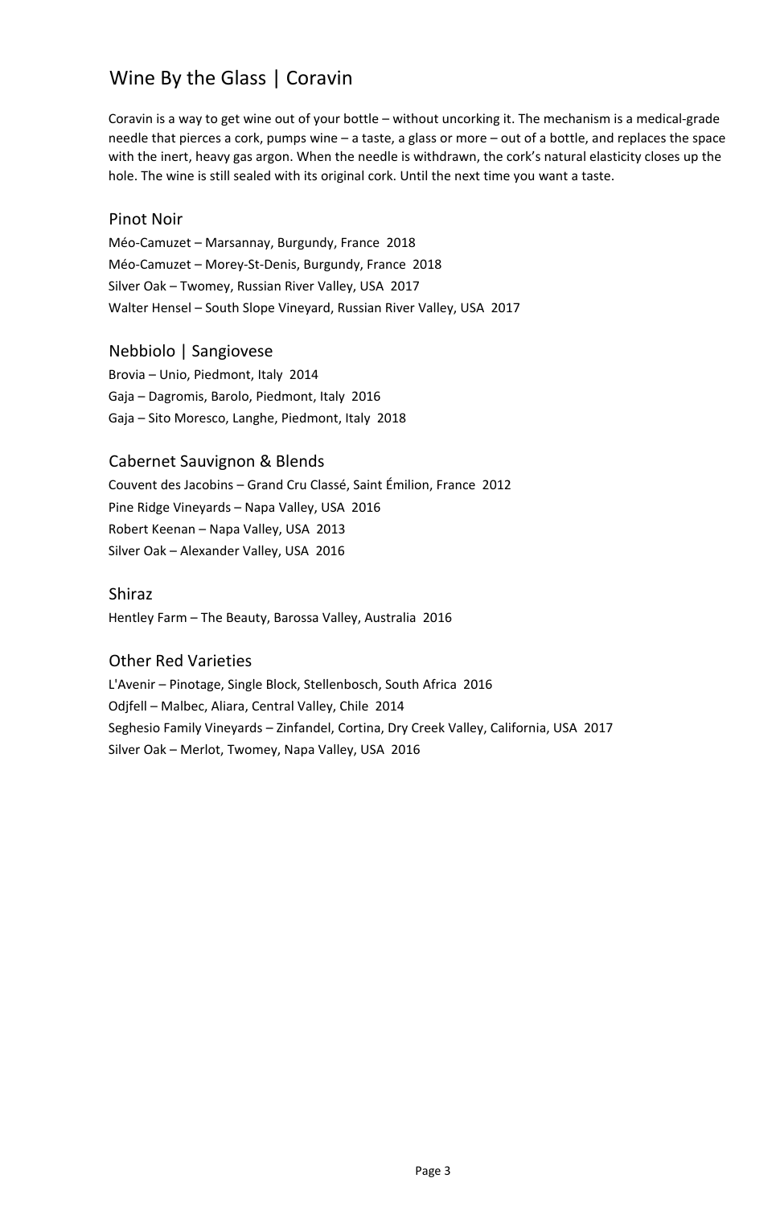# Wine By the Glass | Coravin

Coravin is a way to get wine out of your bottle – without uncorking it. The mechanism is a medical-grade needle that pierces a cork, pumps wine – a taste, a glass or more – out of a bottle, and replaces the space with the inert, heavy gas argon. When the needle is withdrawn, the cork's natural elasticity closes up the hole. The wine is still sealed with its original cork. Until the next time you want a taste.

## Pinot Noir

Méo-Camuzet – Marsannay, Burgundy, France 2018
Méo-Camuzet – Morey-St-Denis, Burgundy, France 2018
Silver Oak – Twomey, Russian River Valley, USA 2017
Walter Hensel – South Slope Vineyard, Russian River Valley, USA 2017

## Nebbiolo | Sangiovese

Brovia – Unio, Piedmont, Italy 2014
Gaja – Dagromis, Barolo, Piedmont, Italy 2016
Gaja – Sito Moresco, Langhe, Piedmont, Italy 2018

## Cabernet Sauvignon & Blends

Couvent des Jacobins – Grand Cru Classé, Saint Émilion, France 2012
Pine Ridge Vineyards – Napa Valley, USA 2016
Robert Keenan – Napa Valley, USA 2013
Silver Oak – Alexander Valley, USA 2016

## Shiraz

Hentley Farm – The Beauty, Barossa Valley, Australia 2016

## Other Red Varieties

L'Avenir – Pinotage, Single Block, Stellenbosch, South Africa 2016
Odjfell – Malbec, Aliara, Central Valley, Chile 2014
Seghesio Family Vineyards – Zinfandel, Cortina, Dry Creek Valley, California, USA 2017
Silver Oak – Merlot, Twomey, Napa Valley, USA 2016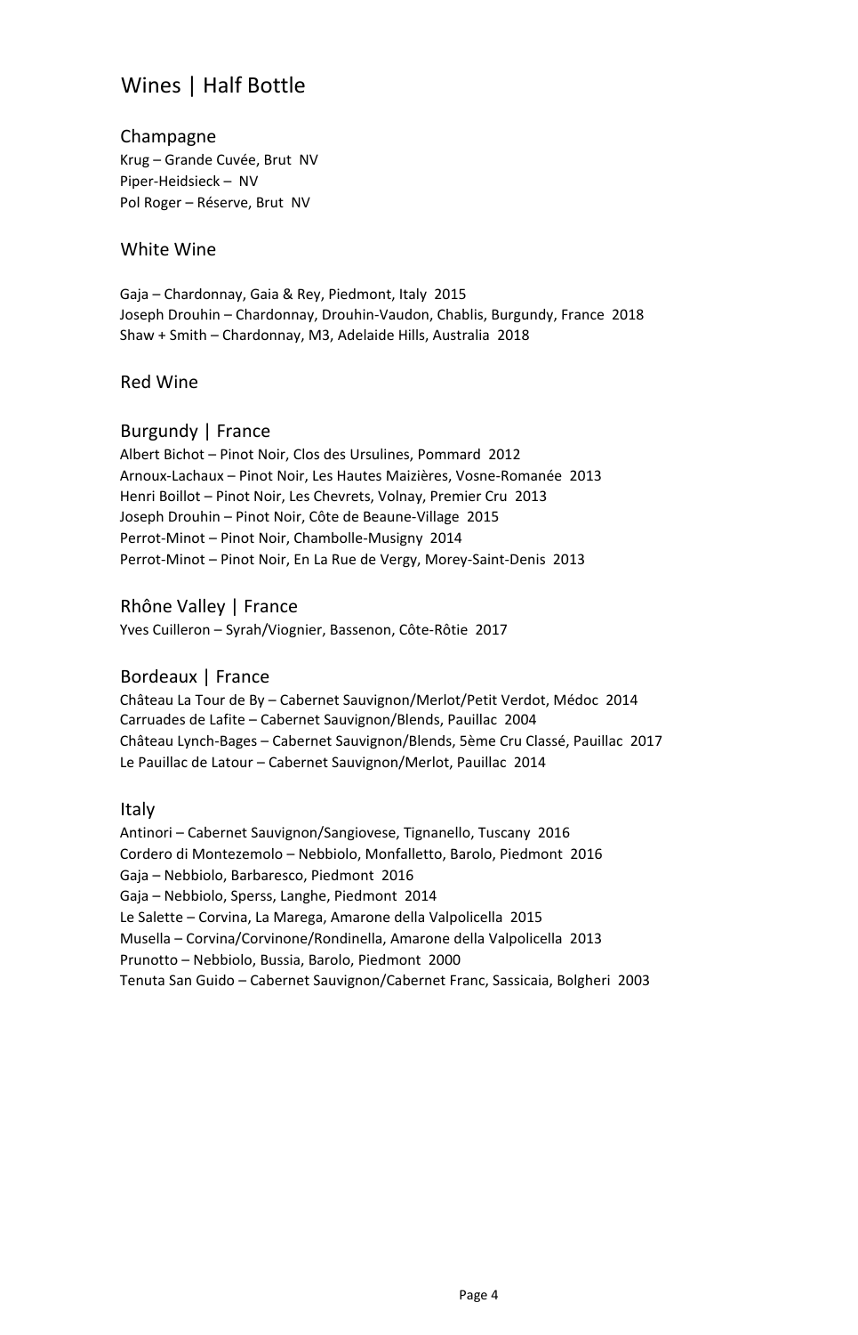# Wines | Half Bottle

## Champagne

Krug – Grande Cuvée, Brut NV
Piper-Heidsieck – NV
Pol Roger – Réserve, Brut NV

## White Wine

Gaja – Chardonnay, Gaia & Rey, Piedmont, Italy 2015
Joseph Drouhin – Chardonnay, Drouhin-Vaudon, Chablis, Burgundy, France 2018
Shaw + Smith – Chardonnay, M3, Adelaide Hills, Australia 2018

## Red Wine

### Burgundy | France

Albert Bichot – Pinot Noir, Clos des Ursulines, Pommard 2012
Arnoux-Lachaux – Pinot Noir, Les Hautes Maizières, Vosne-Romanée 2013
Henri Boillot – Pinot Noir, Les Chevrets, Volnay, Premier Cru 2013
Joseph Drouhin – Pinot Noir, Côte de Beaune-Village 2015
Perrot-Minot – Pinot Noir, Chambolle-Musigny 2014
Perrot-Minot – Pinot Noir, En La Rue de Vergy, Morey-Saint-Denis 2013

### Rhône Valley | France

Yves Cuilleron – Syrah/Viognier, Bassenon, Côte-Rôtie 2017

### Bordeaux | France

Château La Tour de By – Cabernet Sauvignon/Merlot/Petit Verdot, Médoc 2014
Carruades de Lafite – Cabernet Sauvignon/Blends, Pauillac 2004
Château Lynch-Bages – Cabernet Sauvignon/Blends, 5ème Cru Classé, Pauillac 2017
Le Pauillac de Latour – Cabernet Sauvignon/Merlot, Pauillac 2014

### Italy

Antinori – Cabernet Sauvignon/Sangiovese, Tignanello, Tuscany 2016
Cordero di Montezemolo – Nebbiolo, Monfalletto, Barolo, Piedmont 2016
Gaja – Nebbiolo, Barbaresco, Piedmont 2016
Gaja – Nebbiolo, Sperss, Langhe, Piedmont 2014
Le Salette – Corvina, La Marega, Amarone della Valpolicella 2015
Musella – Corvina/Corvinone/Rondinella, Amarone della Valpolicella 2013
Prunotto – Nebbiolo, Bussia, Barolo, Piedmont 2000
Tenuta San Guido – Cabernet Sauvignon/Cabernet Franc, Sassicaia, Bolgheri 2003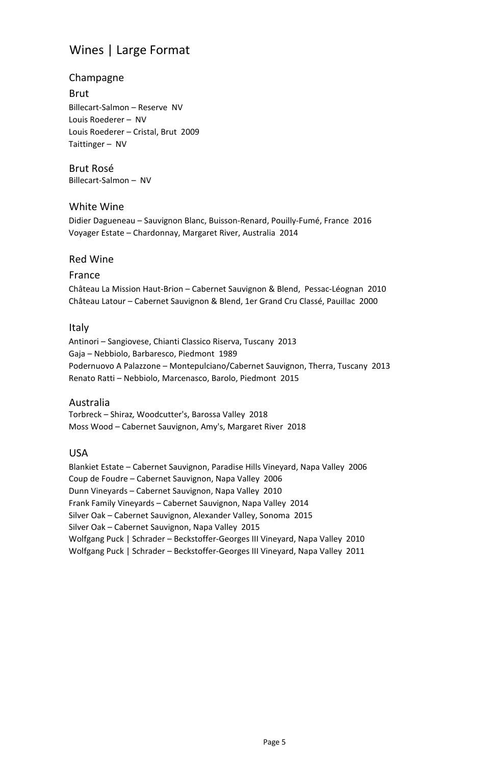# Wines | Large Format

## Champagne

### Brut

Billecart-Salmon – Reserve NV
Louis Roederer – NV
Louis Roederer – Cristal, Brut 2009
Taittinger – NV

### Brut Rosé

Billecart-Salmon – NV

## White Wine

Didier Dagueneau – Sauvignon Blanc, Buisson-Renard, Pouilly-Fumé, France 2016
Voyager Estate – Chardonnay, Margaret River, Australia 2014

## Red Wine

### France

Château La Mission Haut-Brion – Cabernet Sauvignon & Blend, Pessac-Léognan 2010
Château Latour – Cabernet Sauvignon & Blend, 1er Grand Cru Classé, Pauillac 2000

### Italy

Antinori – Sangiovese, Chianti Classico Riserva, Tuscany 2013
Gaja – Nebbiolo, Barbaresco, Piedmont 1989
Podernuovo A Palazzone – Montepulciano/Cabernet Sauvignon, Therra, Tuscany 2013
Renato Ratti – Nebbiolo, Marcenasco, Barolo, Piedmont 2015

### Australia

Torbreck – Shiraz, Woodcutter's, Barossa Valley 2018
Moss Wood – Cabernet Sauvignon, Amy's, Margaret River 2018

### USA

Blankiet Estate – Cabernet Sauvignon, Paradise Hills Vineyard, Napa Valley 2006
Coup de Foudre – Cabernet Sauvignon, Napa Valley 2006
Dunn Vineyards – Cabernet Sauvignon, Napa Valley 2010
Frank Family Vineyards – Cabernet Sauvignon, Napa Valley 2014
Silver Oak – Cabernet Sauvignon, Alexander Valley, Sonoma 2015
Silver Oak – Cabernet Sauvignon, Napa Valley 2015
Wolfgang Puck | Schrader – Beckstoffer-Georges III Vineyard, Napa Valley 2010
Wolfgang Puck | Schrader – Beckstoffer-Georges III Vineyard, Napa Valley 2011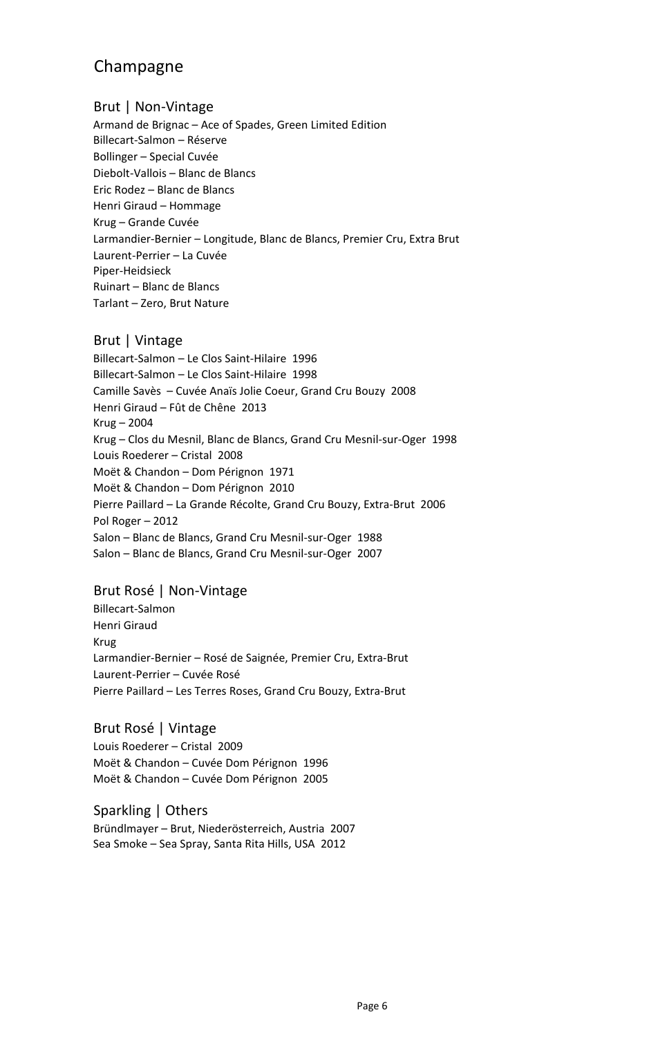# Champagne

## Brut | Non-Vintage

Armand de Brignac – Ace of Spades, Green Limited Edition
Billecart-Salmon – Réserve
Bollinger – Special Cuvée
Diebolt-Vallois – Blanc de Blancs
Eric Rodez – Blanc de Blancs
Henri Giraud – Hommage
Krug – Grande Cuvée
Larmandier-Bernier – Longitude, Blanc de Blancs, Premier Cru, Extra Brut
Laurent-Perrier – La Cuvée
Piper-Heidsieck
Ruinart – Blanc de Blancs
Tarlant – Zero, Brut Nature

## Brut | Vintage

Billecart-Salmon – Le Clos Saint-Hilaire 1996
Billecart-Salmon – Le Clos Saint-Hilaire 1998
Camille Savès – Cuvée Anaïs Jolie Coeur, Grand Cru Bouzy 2008
Henri Giraud – Fût de Chêne 2013
Krug – 2004
Krug – Clos du Mesnil, Blanc de Blancs, Grand Cru Mesnil-sur-Oger 1998
Louis Roederer – Cristal 2008
Moët & Chandon – Dom Pérignon 1971
Moët & Chandon – Dom Pérignon 2010
Pierre Paillard – La Grande Récolte, Grand Cru Bouzy, Extra-Brut 2006
Pol Roger – 2012
Salon – Blanc de Blancs, Grand Cru Mesnil-sur-Oger 1988
Salon – Blanc de Blancs, Grand Cru Mesnil-sur-Oger 2007

## Brut Rosé | Non-Vintage

Billecart-Salmon
Henri Giraud
Krug
Larmandier-Bernier – Rosé de Saignée, Premier Cru, Extra-Brut
Laurent-Perrier – Cuvée Rosé
Pierre Paillard – Les Terres Roses, Grand Cru Bouzy, Extra-Brut

## Brut Rosé | Vintage

Louis Roederer – Cristal 2009
Moët & Chandon – Cuvée Dom Pérignon 1996
Moët & Chandon – Cuvée Dom Pérignon 2005

## Sparkling | Others

Bründlmayer – Brut, Niederösterreich, Austria 2007
Sea Smoke – Sea Spray, Santa Rita Hills, USA 2012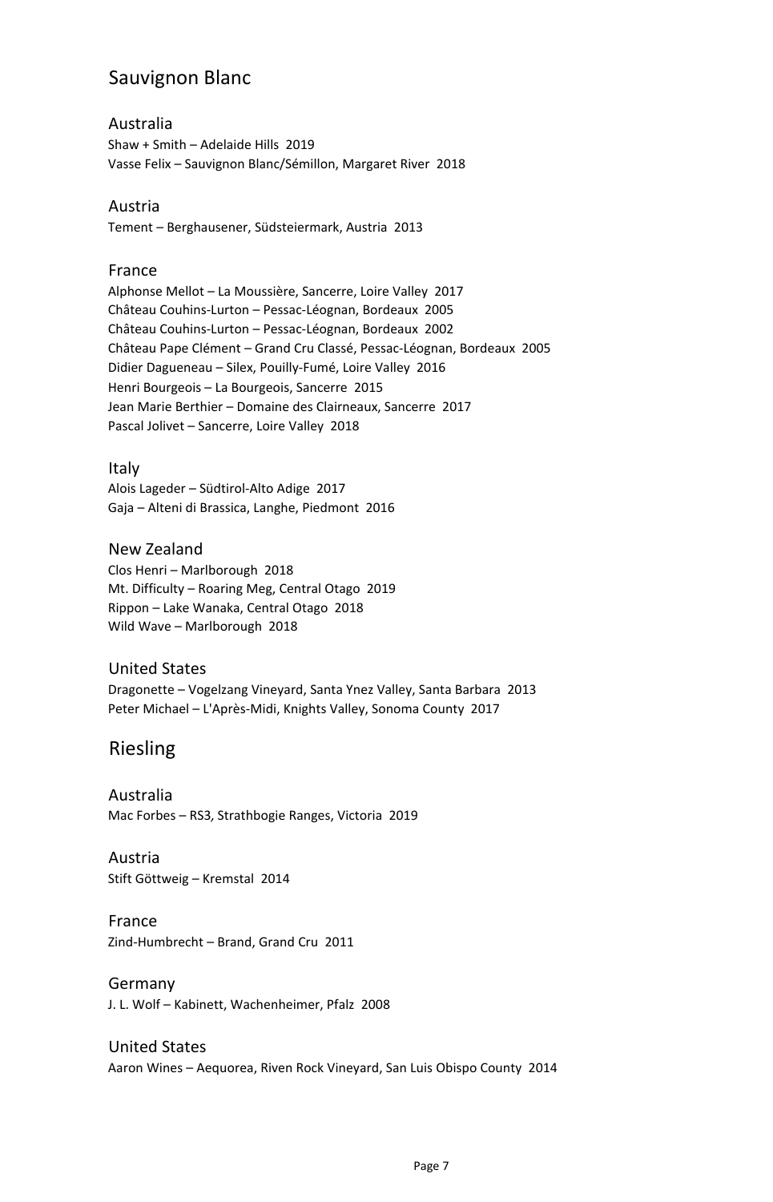# Sauvignon Blanc

## Australia

Shaw + Smith – Adelaide Hills 2019
Vasse Felix – Sauvignon Blanc/Sémillon, Margaret River 2018

## Austria

Tement – Berghausener, Südsteiermark, Austria 2013

## France

Alphonse Mellot – La Moussière, Sancerre, Loire Valley 2017
Château Couhins-Lurton – Pessac-Léognan, Bordeaux 2005
Château Couhins-Lurton – Pessac-Léognan, Bordeaux 2002
Château Pape Clément – Grand Cru Classé, Pessac-Léognan, Bordeaux 2005
Didier Dagueneau – Silex, Pouilly-Fumé, Loire Valley 2016
Henri Bourgeois – La Bourgeois, Sancerre 2015
Jean Marie Berthier – Domaine des Clairneaux, Sancerre 2017
Pascal Jolivet – Sancerre, Loire Valley 2018

## Italy

Alois Lageder – Südtirol-Alto Adige 2017
Gaja – Alteni di Brassica, Langhe, Piedmont 2016

## New Zealand

Clos Henri – Marlborough 2018
Mt. Difficulty – Roaring Meg, Central Otago 2019
Rippon – Lake Wanaka, Central Otago 2018
Wild Wave – Marlborough 2018

## United States

Dragonette – Vogelzang Vineyard, Santa Ynez Valley, Santa Barbara 2013
Peter Michael – L'Après-Midi, Knights Valley, Sonoma County 2017

# Riesling

## Australia

Mac Forbes – RS3, Strathbogie Ranges, Victoria 2019

## Austria

Stift Göttweig – Kremstal 2014

## France

Zind-Humbrecht – Brand, Grand Cru 2011

## Germany

J. L. Wolf – Kabinett, Wachenheimer, Pfalz 2008

## United States

Aaron Wines – Aequorea, Riven Rock Vineyard, San Luis Obispo County 2014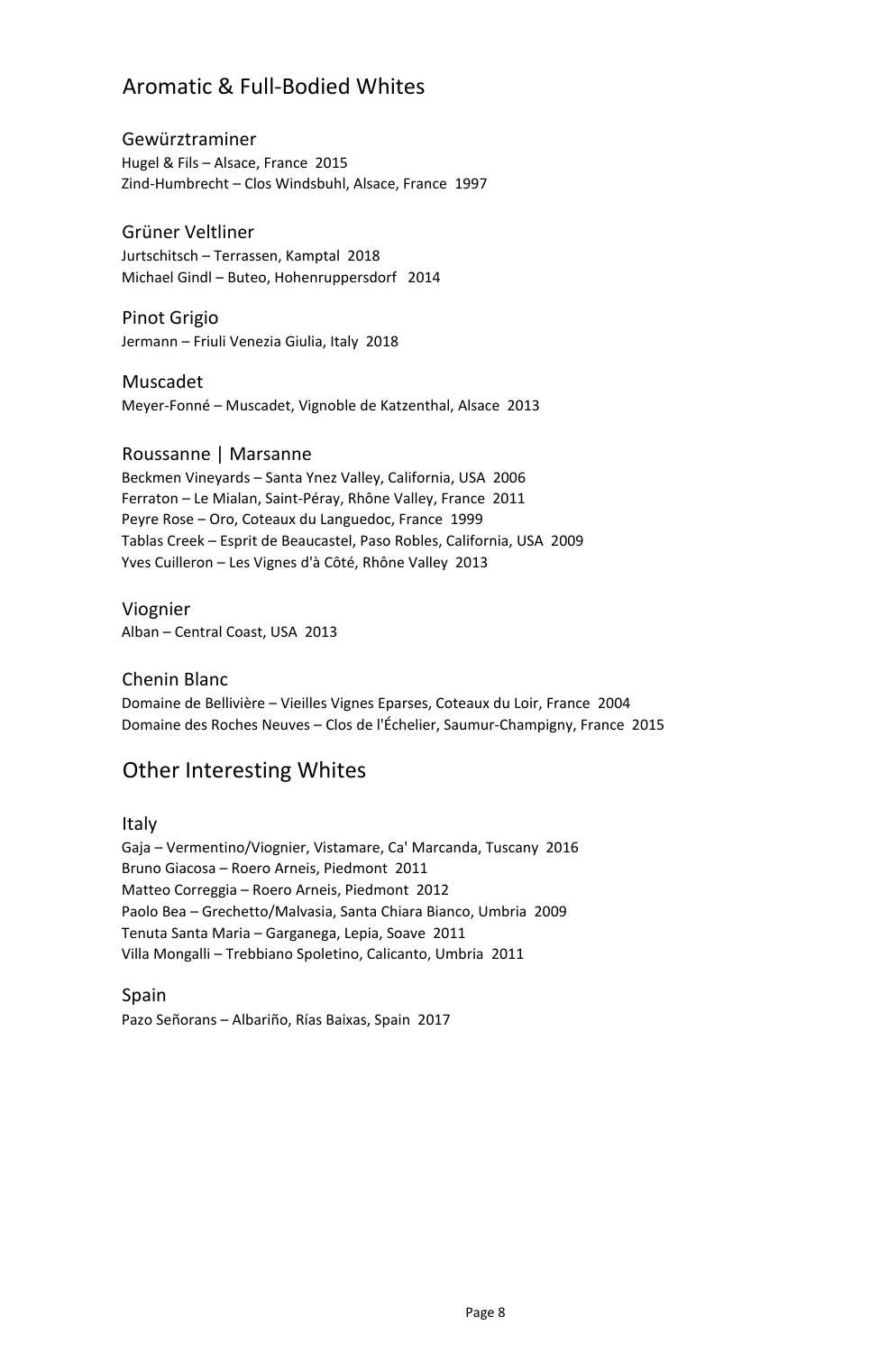## Aromatic & Full-Bodied Whites

### Gewürztraminer

Hugel & Fils – Alsace, France  2015
Zind-Humbrecht – Clos Windsbuhl, Alsace, France  1997

### Grüner Veltliner

Jurtschitsch – Terrassen, Kamptal  2018
Michael Gindl – Buteo, Hohenruppersdorf   2014

### Pinot Grigio

Jermann – Friuli Venezia Giulia, Italy  2018

### Muscadet

Meyer-Fonné – Muscadet, Vignoble de Katzenthal, Alsace  2013

### Roussanne | Marsanne

Beckmen Vineyards – Santa Ynez Valley, California, USA  2006
Ferraton – Le Mialan, Saint-Péray, Rhône Valley, France  2011
Peyre Rose – Oro, Coteaux du Languedoc, France  1999
Tablas Creek – Esprit de Beaucastel, Paso Robles, California, USA  2009
Yves Cuilleron – Les Vignes d'à Côté, Rhône Valley  2013

### Viognier

Alban – Central Coast, USA  2013

### Chenin Blanc

Domaine de Bellivière – Vieilles Vignes Eparses, Coteaux du Loir, France  2004
Domaine des Roches Neuves – Clos de l'Échelier, Saumur-Champigny, France  2015

## Other Interesting Whites

### Italy

Gaja – Vermentino/Viognier, Vistamare, Ca' Marcanda, Tuscany  2016
Bruno Giacosa – Roero Arneis, Piedmont  2011
Matteo Correggia – Roero Arneis, Piedmont  2012
Paolo Bea – Grechetto/Malvasia, Santa Chiara Bianco, Umbria  2009
Tenuta Santa Maria – Garganega, Lepia, Soave  2011
Villa Mongalli – Trebbiano Spoletino, Calicanto, Umbria  2011

### Spain

Pazo Señorans – Albariño, Rías Baixas, Spain  2017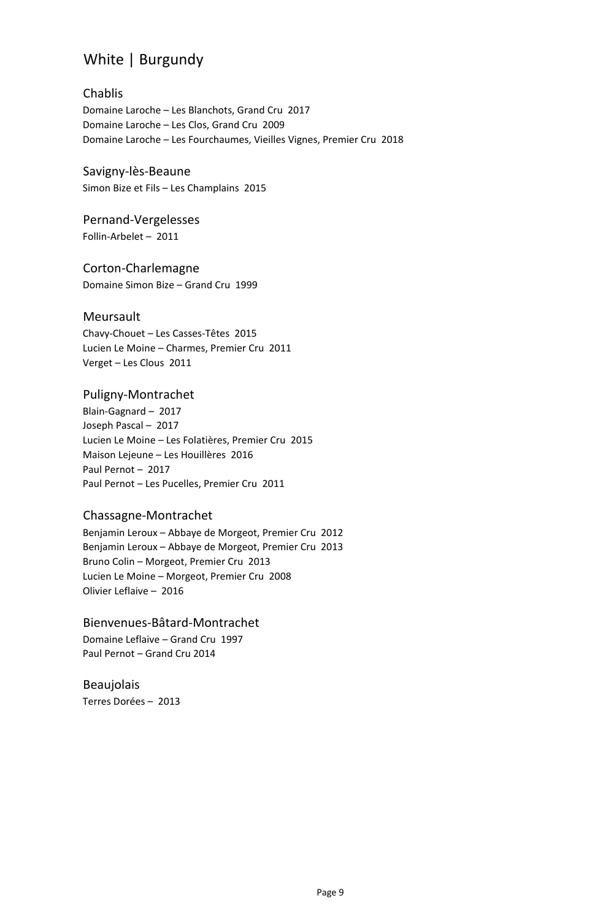# White | Burgundy

## Chablis

Domaine Laroche – Les Blanchots, Grand Cru 2017
Domaine Laroche – Les Clos, Grand Cru 2009
Domaine Laroche – Les Fourchaumes, Vieilles Vignes, Premier Cru 2018

## Savigny-lès-Beaune

Simon Bize et Fils – Les Champlains 2015

## Pernand-Vergelesses

Follin-Arbelet – 2011

## Corton-Charlemagne

Domaine Simon Bize – Grand Cru 1999

## Meursault

Chavy-Chouet – Les Casses-Têtes 2015
Lucien Le Moine – Charmes, Premier Cru 2011
Verget – Les Clous 2011

## Puligny-Montrachet

Blain-Gagnard – 2017
Joseph Pascal – 2017
Lucien Le Moine – Les Folatières, Premier Cru 2015
Maison Lejeune – Les Houillères 2016
Paul Pernot – 2017
Paul Pernot – Les Pucelles, Premier Cru 2011

## Chassagne-Montrachet

Benjamin Leroux – Abbaye de Morgeot, Premier Cru 2012
Benjamin Leroux – Abbaye de Morgeot, Premier Cru 2013
Bruno Colin – Morgeot, Premier Cru 2013
Lucien Le Moine – Morgeot, Premier Cru 2008
Olivier Leflaive – 2016

## Bienvenues-Bâtard-Montrachet

Domaine Leflaive – Grand Cru 1997
Paul Pernot – Grand Cru 2014

## Beaujolais

Terres Dorées – 2013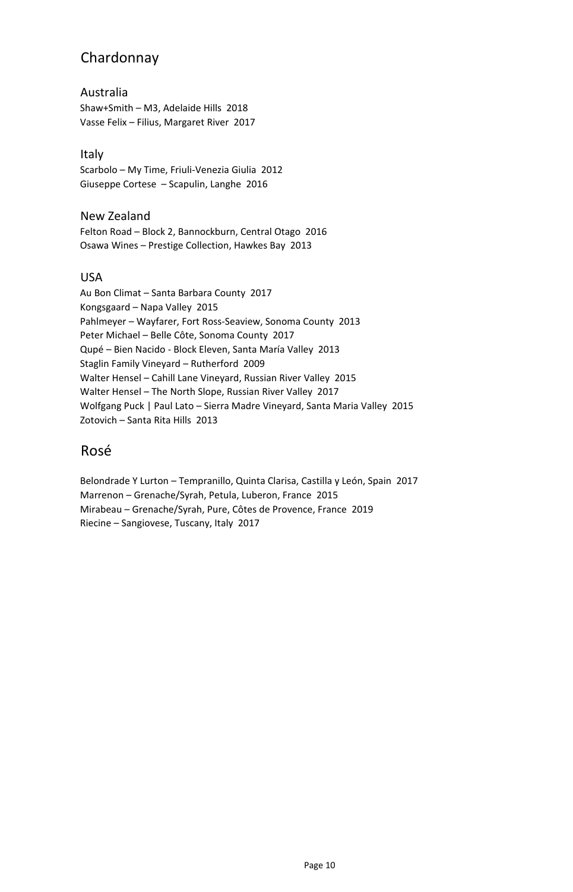# Chardonnay

## Australia

Shaw+Smith – M3, Adelaide Hills 2018
Vasse Felix – Filius, Margaret River 2017

## Italy

Scarbolo – My Time, Friuli-Venezia Giulia 2012
Giuseppe Cortese – Scapulin, Langhe 2016

## New Zealand

Felton Road – Block 2, Bannockburn, Central Otago 2016
Osawa Wines – Prestige Collection, Hawkes Bay 2013

## USA

Au Bon Climat – Santa Barbara County 2017
Kongsgaard – Napa Valley 2015
Pahlmeyer – Wayfarer, Fort Ross-Seaview, Sonoma County 2013
Peter Michael – Belle Côte, Sonoma County 2017
Qupé – Bien Nacido - Block Eleven, Santa María Valley 2013
Staglin Family Vineyard – Rutherford 2009
Walter Hensel – Cahill Lane Vineyard, Russian River Valley 2015
Walter Hensel – The North Slope, Russian River Valley 2017
Wolfgang Puck | Paul Lato – Sierra Madre Vineyard, Santa Maria Valley 2015
Zotovich – Santa Rita Hills 2013

# Rosé

Belondrade Y Lurton – Tempranillo, Quinta Clarisa, Castilla y León, Spain 2017
Marrenon – Grenache/Syrah, Petula, Luberon, France 2015
Mirabeau – Grenache/Syrah, Pure, Côtes de Provence, France 2019
Riecine – Sangiovese, Tuscany, Italy 2017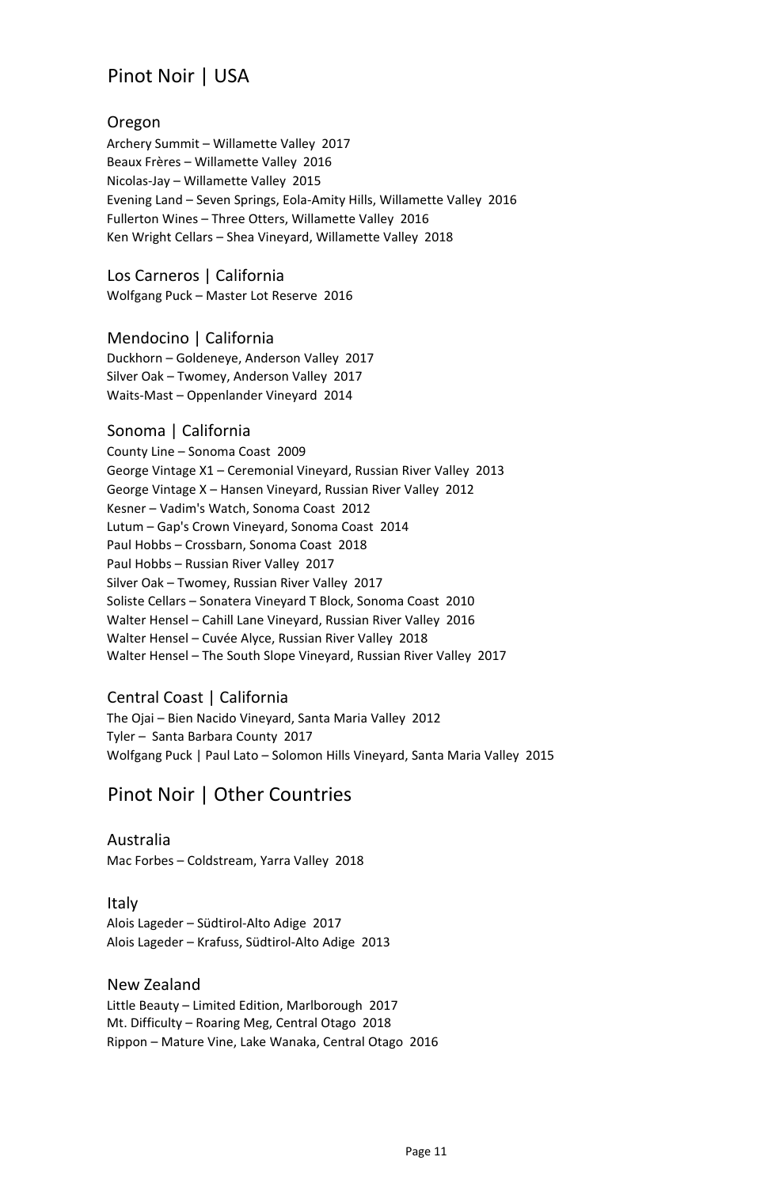# Pinot Noir | USA

## Oregon

Archery Summit – Willamette Valley 2017
Beaux Frères – Willamette Valley 2016
Nicolas-Jay – Willamette Valley 2015
Evening Land – Seven Springs, Eola-Amity Hills, Willamette Valley 2016
Fullerton Wines – Three Otters, Willamette Valley 2016
Ken Wright Cellars – Shea Vineyard, Willamette Valley 2018

## Los Carneros | California

Wolfgang Puck – Master Lot Reserve 2016

## Mendocino | California

Duckhorn – Goldeneye, Anderson Valley 2017
Silver Oak – Twomey, Anderson Valley 2017
Waits-Mast – Oppenlander Vineyard 2014

## Sonoma | California

County Line – Sonoma Coast 2009
George Vintage X1 – Ceremonial Vineyard, Russian River Valley 2013
George Vintage X – Hansen Vineyard, Russian River Valley 2012
Kesner – Vadim's Watch, Sonoma Coast 2012
Lutum – Gap's Crown Vineyard, Sonoma Coast 2014
Paul Hobbs – Crossbarn, Sonoma Coast 2018
Paul Hobbs – Russian River Valley 2017
Silver Oak – Twomey, Russian River Valley 2017
Soliste Cellars – Sonatera Vineyard T Block, Sonoma Coast 2010
Walter Hensel – Cahill Lane Vineyard, Russian River Valley 2016
Walter Hensel – Cuvée Alyce, Russian River Valley 2018
Walter Hensel – The South Slope Vineyard, Russian River Valley 2017

## Central Coast | California

The Ojai – Bien Nacido Vineyard, Santa Maria Valley 2012
Tyler – Santa Barbara County 2017
Wolfgang Puck | Paul Lato – Solomon Hills Vineyard, Santa Maria Valley 2015

# Pinot Noir | Other Countries

## Australia

Mac Forbes – Coldstream, Yarra Valley 2018

## Italy

Alois Lageder – Südtirol-Alto Adige 2017
Alois Lageder – Krafuss, Südtirol-Alto Adige 2013

## New Zealand

Little Beauty – Limited Edition, Marlborough 2017
Mt. Difficulty – Roaring Meg, Central Otago 2018
Rippon – Mature Vine, Lake Wanaka, Central Otago 2016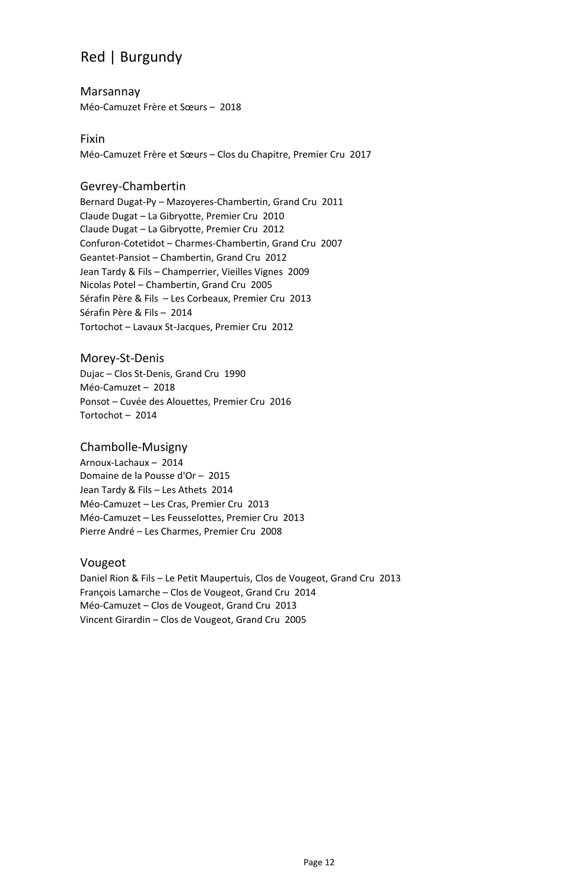# Red | Burgundy

## Marsannay

Méo-Camuzet Frère et Sœurs – 2018

## Fixin

Méo-Camuzet Frère et Sœurs – Clos du Chapitre, Premier Cru 2017

## Gevrey-Chambertin

Bernard Dugat-Py – Mazoyeres-Chambertin, Grand Cru 2011
Claude Dugat – La Gibryotte, Premier Cru 2010
Claude Dugat – La Gibryotte, Premier Cru 2012
Confuron-Cotetidot – Charmes-Chambertin, Grand Cru 2007
Geantet-Pansiot – Chambertin, Grand Cru 2012
Jean Tardy & Fils – Champerrier, Vieilles Vignes 2009
Nicolas Potel – Chambertin, Grand Cru 2005
Sérafin Père & Fils – Les Corbeaux, Premier Cru 2013
Sérafin Père & Fils – 2014
Tortochot – Lavaux St-Jacques, Premier Cru 2012

## Morey-St-Denis

Dujac – Clos St-Denis, Grand Cru 1990
Méo-Camuzet – 2018
Ponsot – Cuvée des Alouettes, Premier Cru 2016
Tortochot – 2014

## Chambolle-Musigny

Arnoux-Lachaux – 2014
Domaine de la Pousse d'Or – 2015
Jean Tardy & Fils – Les Athets 2014
Méo-Camuzet – Les Cras, Premier Cru 2013
Méo-Camuzet – Les Feusselottes, Premier Cru 2013
Pierre André – Les Charmes, Premier Cru 2008

## Vougeot

Daniel Rion & Fils – Le Petit Maupertuis, Clos de Vougeot, Grand Cru 2013
François Lamarche – Clos de Vougeot, Grand Cru 2014
Méo-Camuzet – Clos de Vougeot, Grand Cru 2013
Vincent Girardin – Clos de Vougeot, Grand Cru 2005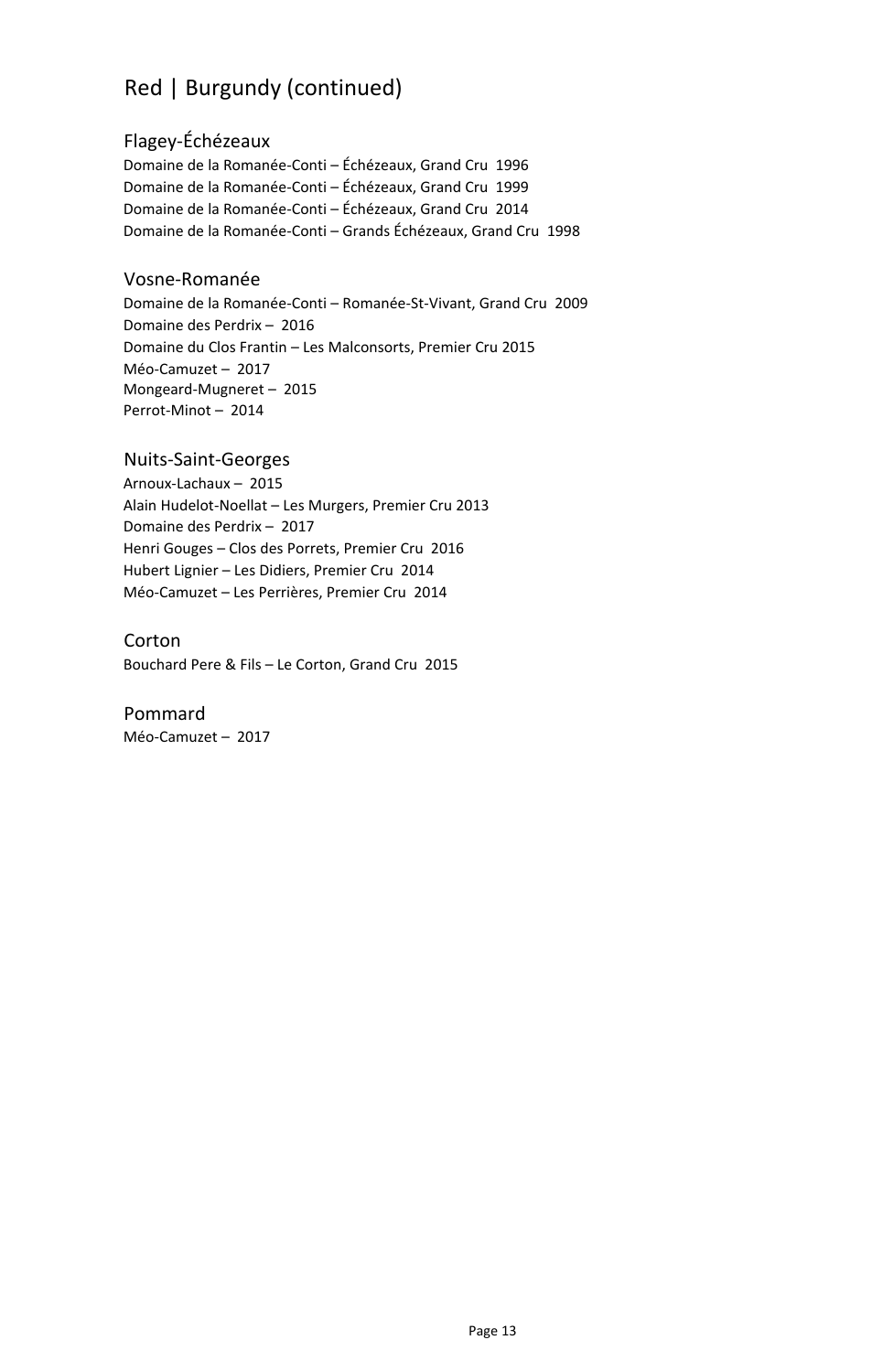# Red | Burgundy (continued)

## Flagey-Échézeaux

Domaine de la Romanée-Conti – Échézeaux, Grand Cru 1996
Domaine de la Romanée-Conti – Échézeaux, Grand Cru 1999
Domaine de la Romanée-Conti – Échézeaux, Grand Cru 2014
Domaine de la Romanée-Conti – Grands Échézeaux, Grand Cru 1998

## Vosne-Romanée

Domaine de la Romanée-Conti – Romanée-St-Vivant, Grand Cru 2009
Domaine des Perdrix – 2016
Domaine du Clos Frantin – Les Malconsorts, Premier Cru 2015
Méo-Camuzet – 2017
Mongeard-Mugneret – 2015
Perrot-Minot – 2014

## Nuits-Saint-Georges

Arnoux-Lachaux – 2015
Alain Hudelot-Noellat – Les Murgers, Premier Cru 2013
Domaine des Perdrix – 2017
Henri Gouges – Clos des Porrets, Premier Cru 2016
Hubert Lignier – Les Didiers, Premier Cru 2014
Méo-Camuzet – Les Perrières, Premier Cru 2014

## Corton

Bouchard Pere & Fils – Le Corton, Grand Cru 2015

## Pommard

Méo-Camuzet – 2017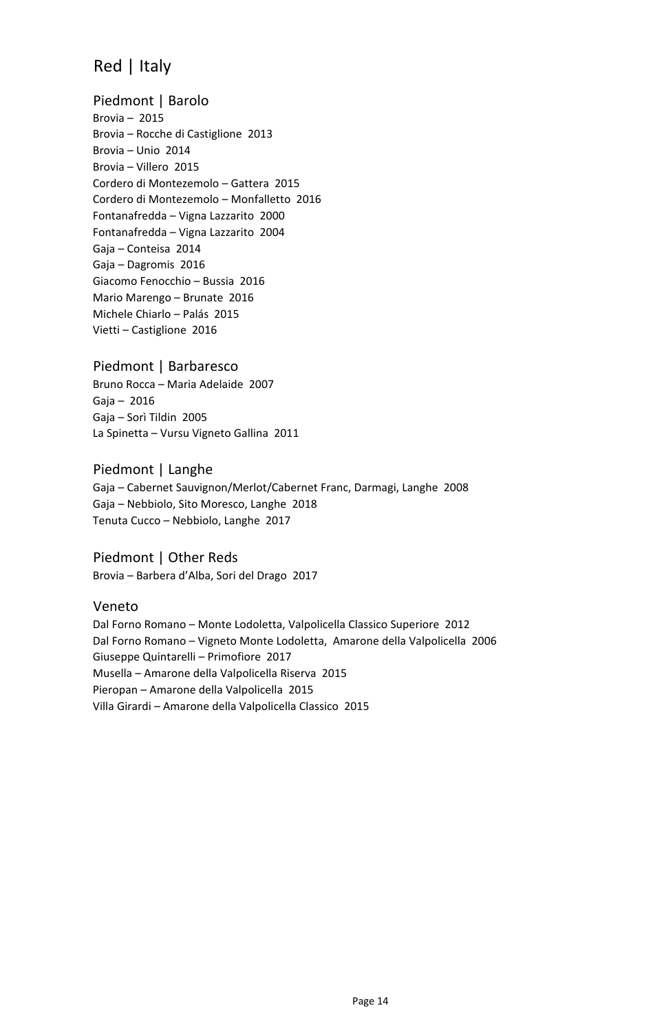# Red | Italy

## Piedmont | Barolo

Brovia – 2015
Brovia – Rocche di Castiglione 2013
Brovia – Unio 2014
Brovia – Villero 2015
Cordero di Montezemolo – Gattera 2015
Cordero di Montezemolo – Monfalletto 2016
Fontanafredda – Vigna Lazzarito 2000
Fontanafredda – Vigna Lazzarito 2004
Gaja – Conteisa 2014
Gaja – Dagromis 2016
Giacomo Fenocchio – Bussia 2016
Mario Marengo – Brunate 2016
Michele Chiarlo – Palás 2015
Vietti – Castiglione 2016

## Piedmont | Barbaresco

Bruno Rocca – Maria Adelaide 2007
Gaja – 2016
Gaja – Sorì Tildin 2005
La Spinetta – Vursu Vigneto Gallina 2011

## Piedmont | Langhe

Gaja – Cabernet Sauvignon/Merlot/Cabernet Franc, Darmagi, Langhe 2008
Gaja – Nebbiolo, Sito Moresco, Langhe 2018
Tenuta Cucco – Nebbiolo, Langhe 2017

## Piedmont | Other Reds

Brovia – Barbera d'Alba, Sori del Drago 2017

## Veneto

Dal Forno Romano – Monte Lodoletta, Valpolicella Classico Superiore 2012
Dal Forno Romano – Vigneto Monte Lodoletta, Amarone della Valpolicella 2006
Giuseppe Quintarelli – Primofiore 2017
Musella – Amarone della Valpolicella Riserva 2015
Pieropan – Amarone della Valpolicella 2015
Villa Girardi – Amarone della Valpolicella Classico 2015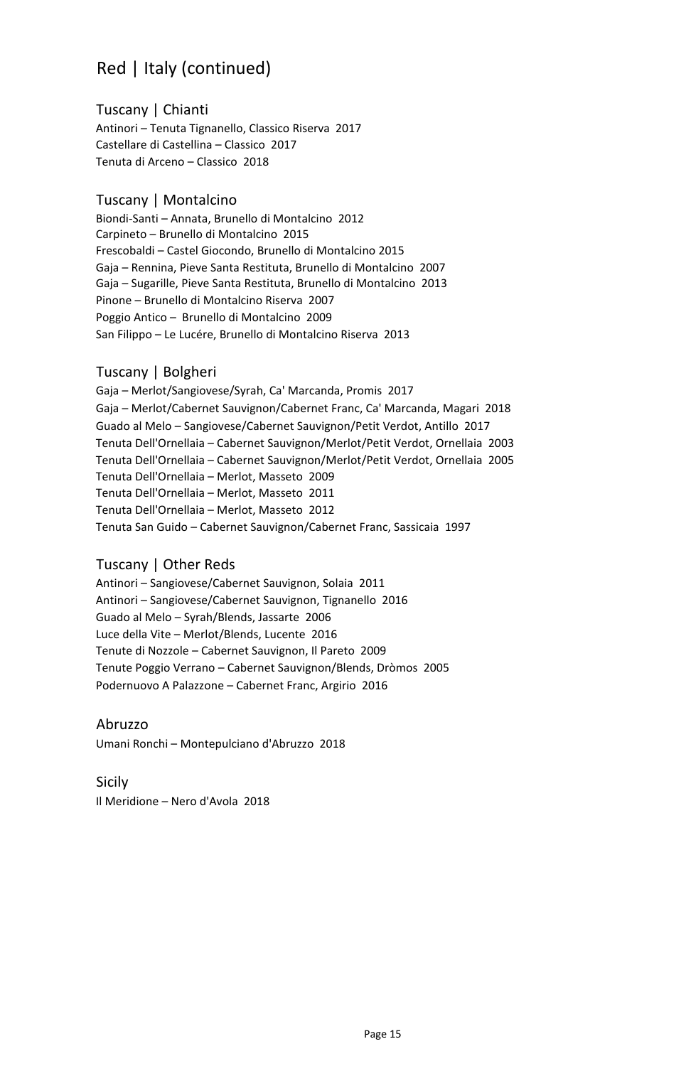# Red | Italy (continued)

## Tuscany | Chianti

Antinori – Tenuta Tignanello, Classico Riserva 2017
Castellare di Castellina – Classico 2017
Tenuta di Arceno – Classico 2018

## Tuscany | Montalcino

Biondi-Santi – Annata, Brunello di Montalcino 2012
Carpineto – Brunello di Montalcino 2015
Frescobaldi – Castel Giocondo, Brunello di Montalcino 2015
Gaja – Rennina, Pieve Santa Restituta, Brunello di Montalcino 2007
Gaja – Sugarille, Pieve Santa Restituta, Brunello di Montalcino 2013
Pinone – Brunello di Montalcino Riserva 2007
Poggio Antico – Brunello di Montalcino 2009
San Filippo – Le Lucére, Brunello di Montalcino Riserva 2013

## Tuscany | Bolgheri

Gaja – Merlot/Sangiovese/Syrah, Ca' Marcanda, Promis 2017
Gaja – Merlot/Cabernet Sauvignon/Cabernet Franc, Ca' Marcanda, Magari 2018
Guado al Melo – Sangiovese/Cabernet Sauvignon/Petit Verdot, Antillo 2017
Tenuta Dell'Ornellaia – Cabernet Sauvignon/Merlot/Petit Verdot, Ornellaia 2003
Tenuta Dell'Ornellaia – Cabernet Sauvignon/Merlot/Petit Verdot, Ornellaia 2005
Tenuta Dell'Ornellaia – Merlot, Masseto 2009
Tenuta Dell'Ornellaia – Merlot, Masseto 2011
Tenuta Dell'Ornellaia – Merlot, Masseto 2012
Tenuta San Guido – Cabernet Sauvignon/Cabernet Franc, Sassicaia 1997

## Tuscany | Other Reds

Antinori – Sangiovese/Cabernet Sauvignon, Solaia 2011
Antinori – Sangiovese/Cabernet Sauvignon, Tignanello 2016
Guado al Melo – Syrah/Blends, Jassarte 2006
Luce della Vite – Merlot/Blends, Lucente 2016
Tenute di Nozzole – Cabernet Sauvignon, Il Pareto 2009
Tenute Poggio Verrano – Cabernet Sauvignon/Blends, Dròmos 2005
Podernuovo A Palazzone – Cabernet Franc, Argirio 2016

## Abruzzo

Umani Ronchi – Montepulciano d'Abruzzo 2018

## Sicily

Il Meridione – Nero d'Avola 2018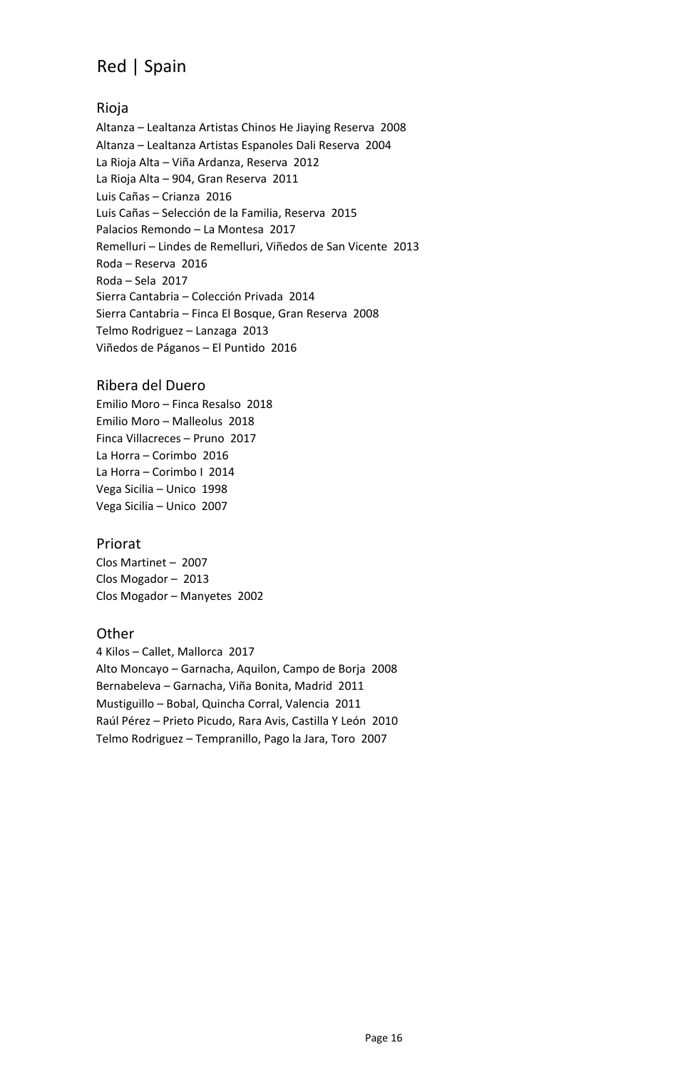# Red | Spain

## Rioja

Altanza – Lealtanza Artistas Chinos He Jiaying Reserva 2008
Altanza – Lealtanza Artistas Espanoles Dali Reserva 2004
La Rioja Alta – Viña Ardanza, Reserva 2012
La Rioja Alta – 904, Gran Reserva 2011
Luis Cañas – Crianza 2016
Luis Cañas – Selección de la Familia, Reserva 2015
Palacios Remondo – La Montesa 2017
Remelluri – Lindes de Remelluri, Viñedos de San Vicente 2013
Roda – Reserva 2016
Roda – Sela 2017
Sierra Cantabria – Colección Privada 2014
Sierra Cantabria – Finca El Bosque, Gran Reserva 2008
Telmo Rodriguez – Lanzaga 2013
Viñedos de Páganos – El Puntido 2016

## Ribera del Duero

Emilio Moro – Finca Resalso 2018
Emilio Moro – Malleolus 2018
Finca Villacreces – Pruno 2017
La Horra – Corimbo 2016
La Horra – Corimbo I 2014
Vega Sicilia – Unico 1998
Vega Sicilia – Unico 2007

## Priorat

Clos Martinet – 2007
Clos Mogador – 2013
Clos Mogador – Manyetes 2002

## Other

4 Kilos – Callet, Mallorca 2017
Alto Moncayo – Garnacha, Aquilon, Campo de Borja 2008
Bernabeleva – Garnacha, Viña Bonita, Madrid 2011
Mustiguillo – Bobal, Quincha Corral, Valencia 2011
Raúl Pérez – Prieto Picudo, Rara Avis, Castilla Y León 2010
Telmo Rodriguez – Tempranillo, Pago la Jara, Toro 2007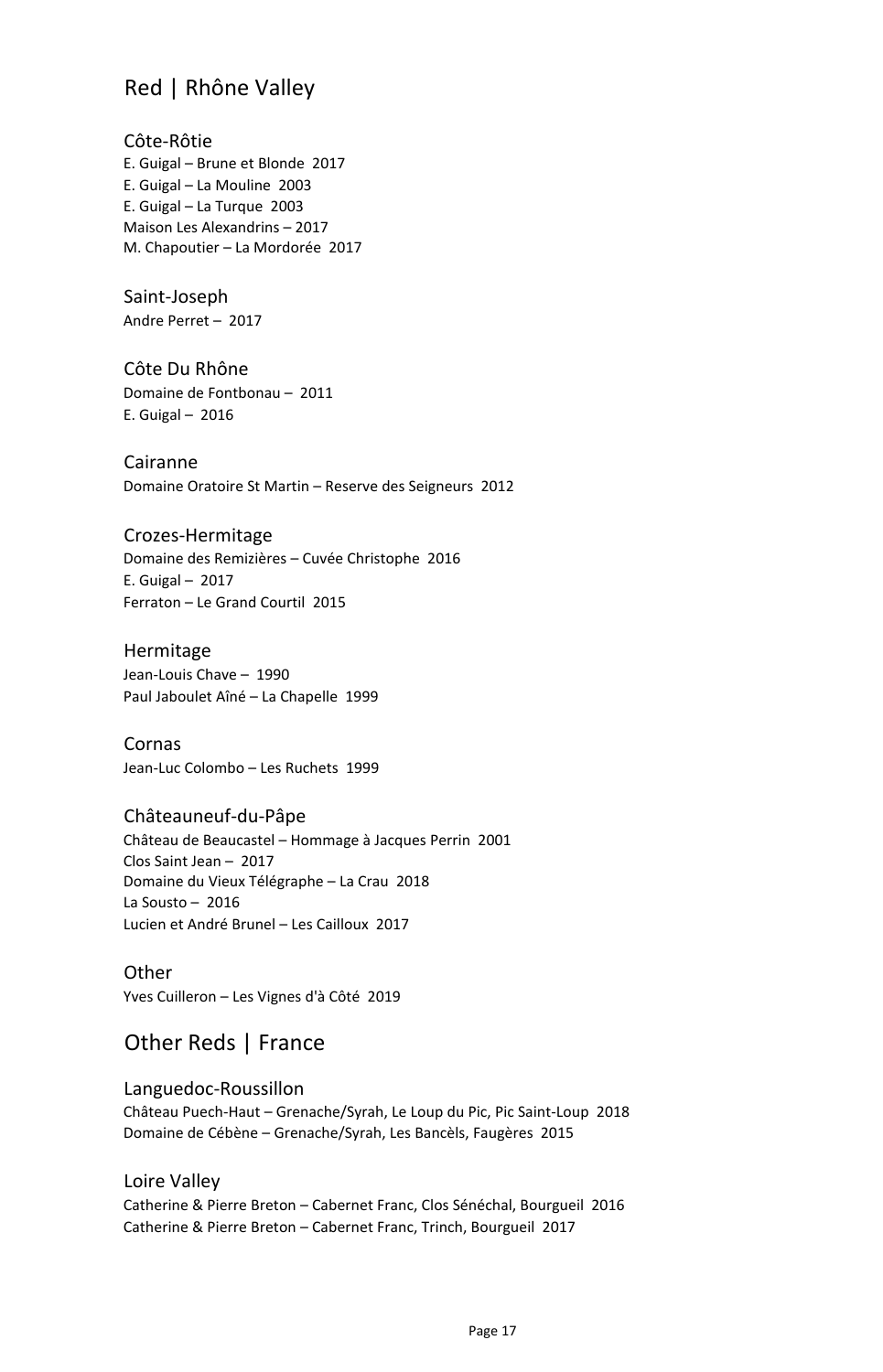## Red | Rhône Valley

### Côte-Rôtie

E. Guigal – Brune et Blonde 2017
E. Guigal – La Mouline 2003
E. Guigal – La Turque 2003
Maison Les Alexandrins – 2017
M. Chapoutier – La Mordorée 2017

### Saint-Joseph

Andre Perret – 2017

### Côte Du Rhône

Domaine de Fontbonau – 2011
E. Guigal – 2016

### Cairanne

Domaine Oratoire St Martin – Reserve des Seigneurs 2012

### Crozes-Hermitage

Domaine des Remizières – Cuvée Christophe 2016
E. Guigal – 2017
Ferraton – Le Grand Courtil 2015

### Hermitage

Jean-Louis Chave – 1990
Paul Jaboulet Aîné – La Chapelle 1999

### Cornas

Jean-Luc Colombo – Les Ruchets 1999

### Châteauneuf-du-Pâpe

Château de Beaucastel – Hommage à Jacques Perrin 2001
Clos Saint Jean – 2017
Domaine du Vieux Télégraphe – La Crau 2018
La Sousto – 2016
Lucien et André Brunel – Les Cailloux 2017

### Other

Yves Cuilleron – Les Vignes d'à Côté 2019

## Other Reds | France

### Languedoc-Roussillon

Château Puech-Haut – Grenache/Syrah, Le Loup du Pic, Pic Saint-Loup 2018
Domaine de Cébène – Grenache/Syrah, Les Bancèls, Faugères 2015

### Loire Valley

Catherine & Pierre Breton – Cabernet Franc, Clos Sénéchal, Bourgueil 2016
Catherine & Pierre Breton – Cabernet Franc, Trinch, Bourgueil 2017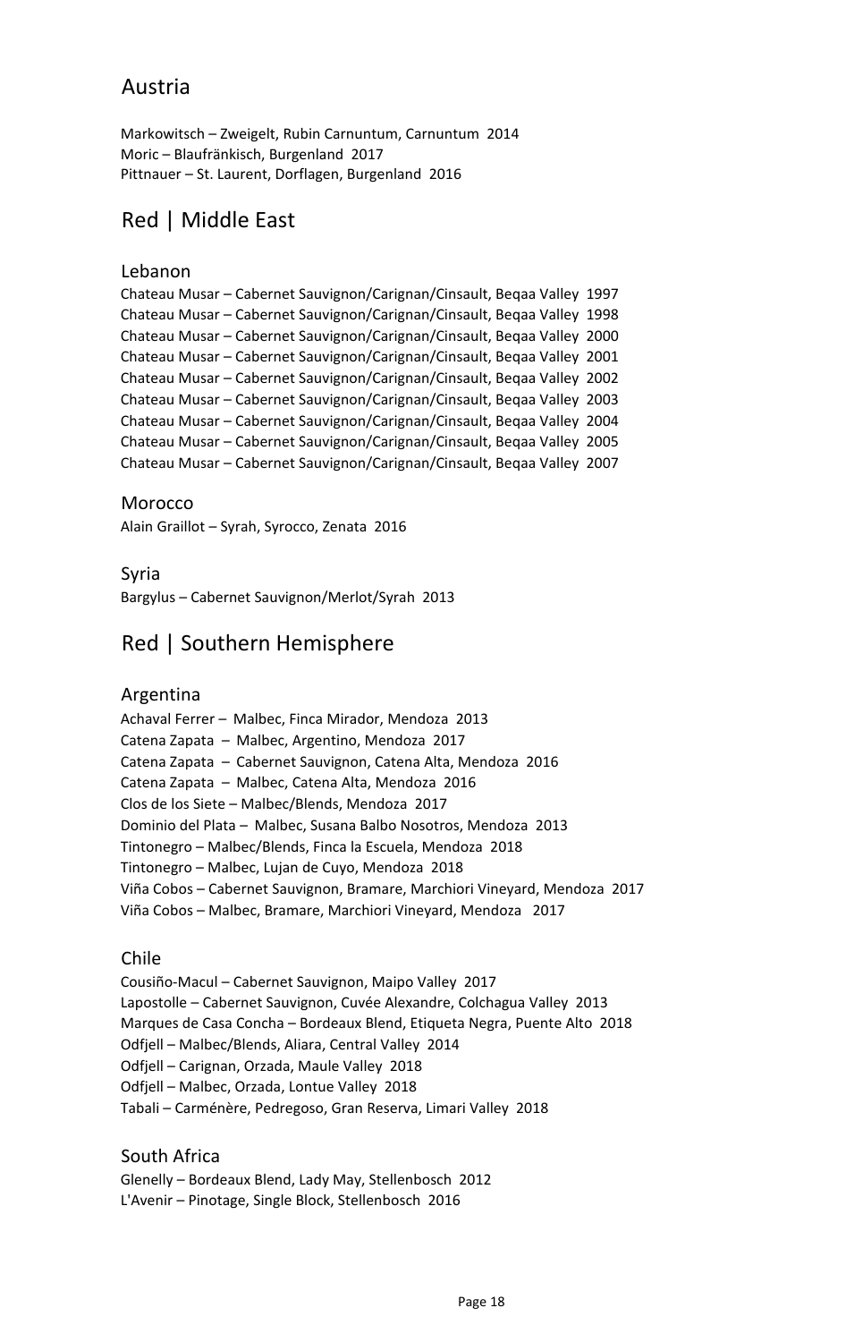### Austria

Markowitsch – Zweigelt, Rubin Carnuntum, Carnuntum 2014
Moric – Blaufränkisch, Burgenland 2017
Pittnauer – St. Laurent, Dorflagen, Burgenland 2016

## Red | Middle East

### Lebanon

Chateau Musar – Cabernet Sauvignon/Carignan/Cinsault, Beqaa Valley 1997
Chateau Musar – Cabernet Sauvignon/Carignan/Cinsault, Beqaa Valley 1998
Chateau Musar – Cabernet Sauvignon/Carignan/Cinsault, Beqaa Valley 2000
Chateau Musar – Cabernet Sauvignon/Carignan/Cinsault, Beqaa Valley 2001
Chateau Musar – Cabernet Sauvignon/Carignan/Cinsault, Beqaa Valley 2002
Chateau Musar – Cabernet Sauvignon/Carignan/Cinsault, Beqaa Valley 2003
Chateau Musar – Cabernet Sauvignon/Carignan/Cinsault, Beqaa Valley 2004
Chateau Musar – Cabernet Sauvignon/Carignan/Cinsault, Beqaa Valley 2005
Chateau Musar – Cabernet Sauvignon/Carignan/Cinsault, Beqaa Valley 2007

### Morocco

Alain Graillot – Syrah, Syrocco, Zenata 2016

### Syria

Bargylus – Cabernet Sauvignon/Merlot/Syrah 2013

## Red | Southern Hemisphere

### Argentina

Achaval Ferrer – Malbec, Finca Mirador, Mendoza 2013
Catena Zapata – Malbec, Argentino, Mendoza 2017
Catena Zapata – Cabernet Sauvignon, Catena Alta, Mendoza 2016
Catena Zapata – Malbec, Catena Alta, Mendoza 2016
Clos de los Siete – Malbec/Blends, Mendoza 2017
Dominio del Plata – Malbec, Susana Balbo Nosotros, Mendoza 2013
Tintonegro – Malbec/Blends, Finca la Escuela, Mendoza 2018
Tintonegro – Malbec, Lujan de Cuyo, Mendoza 2018
Viña Cobos – Cabernet Sauvignon, Bramare, Marchiori Vineyard, Mendoza 2017
Viña Cobos – Malbec, Bramare, Marchiori Vineyard, Mendoza 2017

### Chile

Cousiño-Macul – Cabernet Sauvignon, Maipo Valley 2017
Lapostolle – Cabernet Sauvignon, Cuvée Alexandre, Colchagua Valley 2013
Marques de Casa Concha – Bordeaux Blend, Etiqueta Negra, Puente Alto 2018
Odfjell – Malbec/Blends, Aliara, Central Valley 2014
Odfjell – Carignan, Orzada, Maule Valley 2018
Odfjell – Malbec, Orzada, Lontue Valley 2018
Tabali – Carménère, Pedregoso, Gran Reserva, Limari Valley 2018

### South Africa

Glenelly – Bordeaux Blend, Lady May, Stellenbosch 2012
L'Avenir – Pinotage, Single Block, Stellenbosch 2016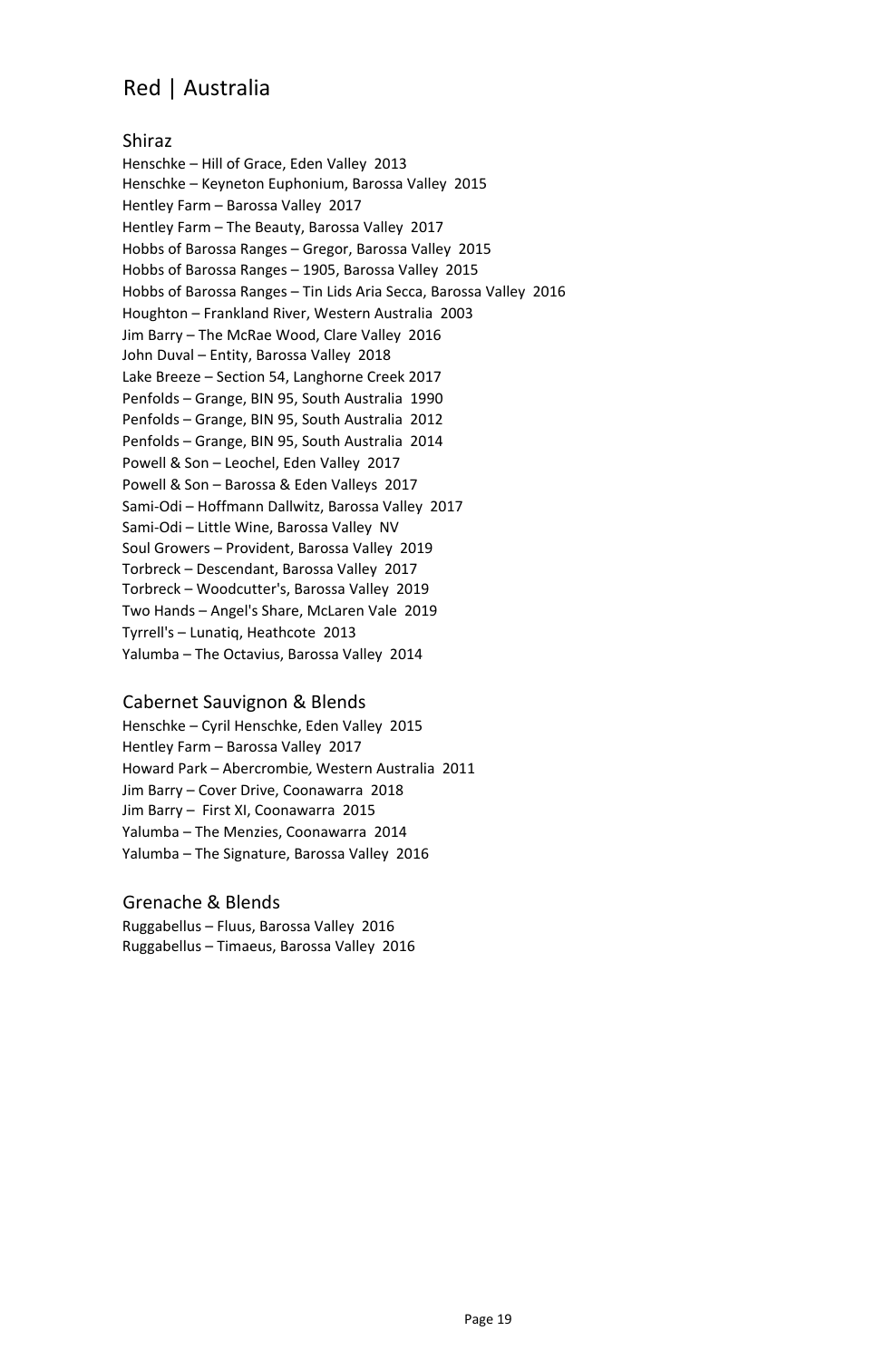# Red | Australia

## Shiraz

Henschke – Hill of Grace, Eden Valley  2013
Henschke – Keyneton Euphonium, Barossa Valley  2015
Hentley Farm – Barossa Valley  2017
Hentley Farm – The Beauty, Barossa Valley  2017
Hobbs of Barossa Ranges – Gregor, Barossa Valley  2015
Hobbs of Barossa Ranges – 1905, Barossa Valley  2015
Hobbs of Barossa Ranges – Tin Lids Aria Secca, Barossa Valley  2016
Houghton – Frankland River, Western Australia  2003
Jim Barry – The McRae Wood, Clare Valley  2016
John Duval – Entity, Barossa Valley  2018
Lake Breeze – Section 54, Langhorne Creek 2017
Penfolds – Grange, BIN 95, South Australia  1990
Penfolds – Grange, BIN 95, South Australia  2012
Penfolds – Grange, BIN 95, South Australia  2014
Powell & Son – Leochel, Eden Valley  2017
Powell & Son – Barossa & Eden Valleys  2017
Sami-Odi – Hoffmann Dallwitz, Barossa Valley  2017
Sami-Odi – Little Wine, Barossa Valley  NV
Soul Growers – Provident, Barossa Valley  2019
Torbreck – Descendant, Barossa Valley  2017
Torbreck – Woodcutter's, Barossa Valley  2019
Two Hands – Angel's Share, McLaren Vale  2019
Tyrrell's – Lunatiq, Heathcote  2013
Yalumba – The Octavius, Barossa Valley  2014

## Cabernet Sauvignon & Blends

Henschke – Cyril Henschke, Eden Valley  2015
Hentley Farm – Barossa Valley  2017
Howard Park – Abercrombie, Western Australia  2011
Jim Barry – Cover Drive, Coonawarra  2018
Jim Barry – First XI, Coonawarra  2015
Yalumba – The Menzies, Coonawarra  2014
Yalumba – The Signature, Barossa Valley  2016

## Grenache & Blends

Ruggabellus – Fluus, Barossa Valley  2016
Ruggabellus – Timaeus, Barossa Valley  2016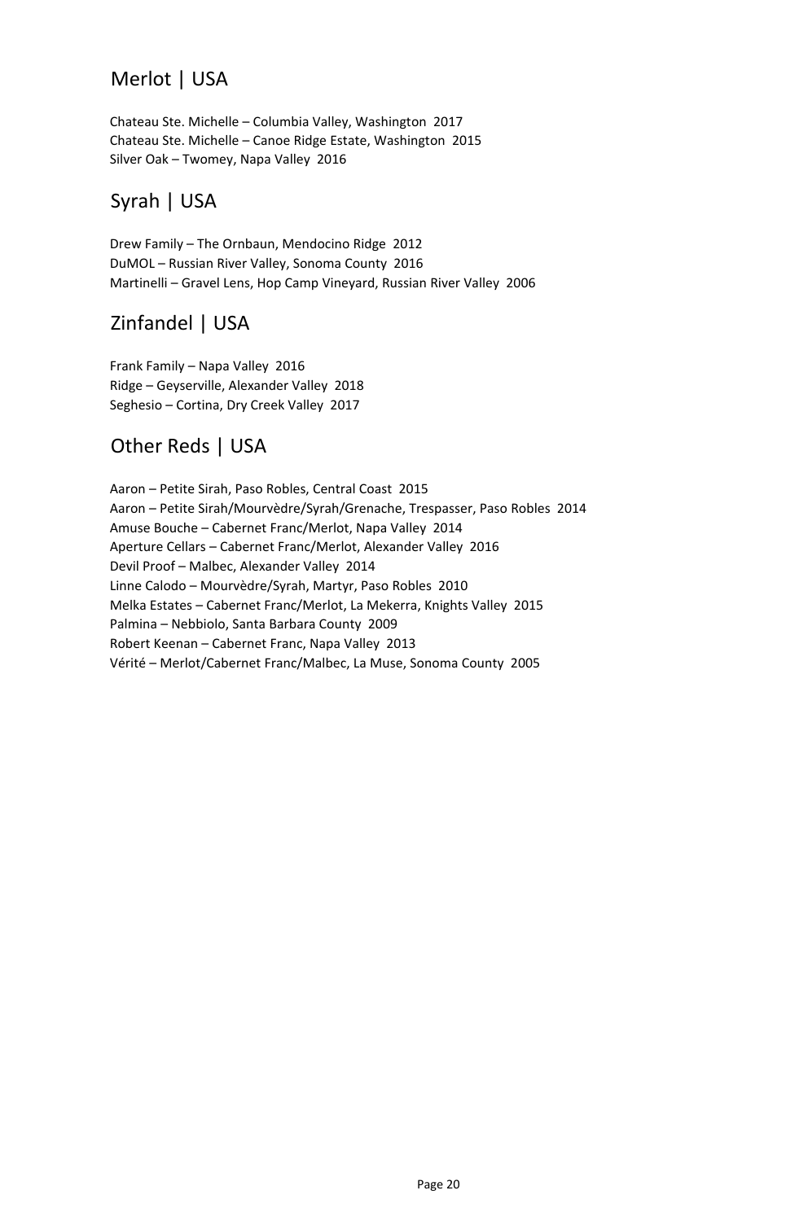## Merlot | USA

Chateau Ste. Michelle – Columbia Valley, Washington  2017
Chateau Ste. Michelle – Canoe Ridge Estate, Washington  2015
Silver Oak – Twomey, Napa Valley  2016

## Syrah | USA

Drew Family – The Ornbaun, Mendocino Ridge  2012
DuMOL – Russian River Valley, Sonoma County  2016
Martinelli – Gravel Lens, Hop Camp Vineyard, Russian River Valley  2006

## Zinfandel | USA

Frank Family – Napa Valley  2016
Ridge – Geyserville, Alexander Valley  2018
Seghesio – Cortina, Dry Creek Valley  2017

## Other Reds | USA

Aaron – Petite Sirah, Paso Robles, Central Coast  2015
Aaron – Petite Sirah/Mourvèdre/Syrah/Grenache, Trespasser, Paso Robles  2014
Amuse Bouche – Cabernet Franc/Merlot, Napa Valley  2014
Aperture Cellars – Cabernet Franc/Merlot, Alexander Valley  2016
Devil Proof – Malbec, Alexander Valley  2014
Linne Calodo – Mourvèdre/Syrah, Martyr, Paso Robles  2010
Melka Estates – Cabernet Franc/Merlot, La Mekerra, Knights Valley  2015
Palmina – Nebbiolo, Santa Barbara County  2009
Robert Keenan – Cabernet Franc, Napa Valley  2013
Vérité – Merlot/Cabernet Franc/Malbec, La Muse, Sonoma County  2005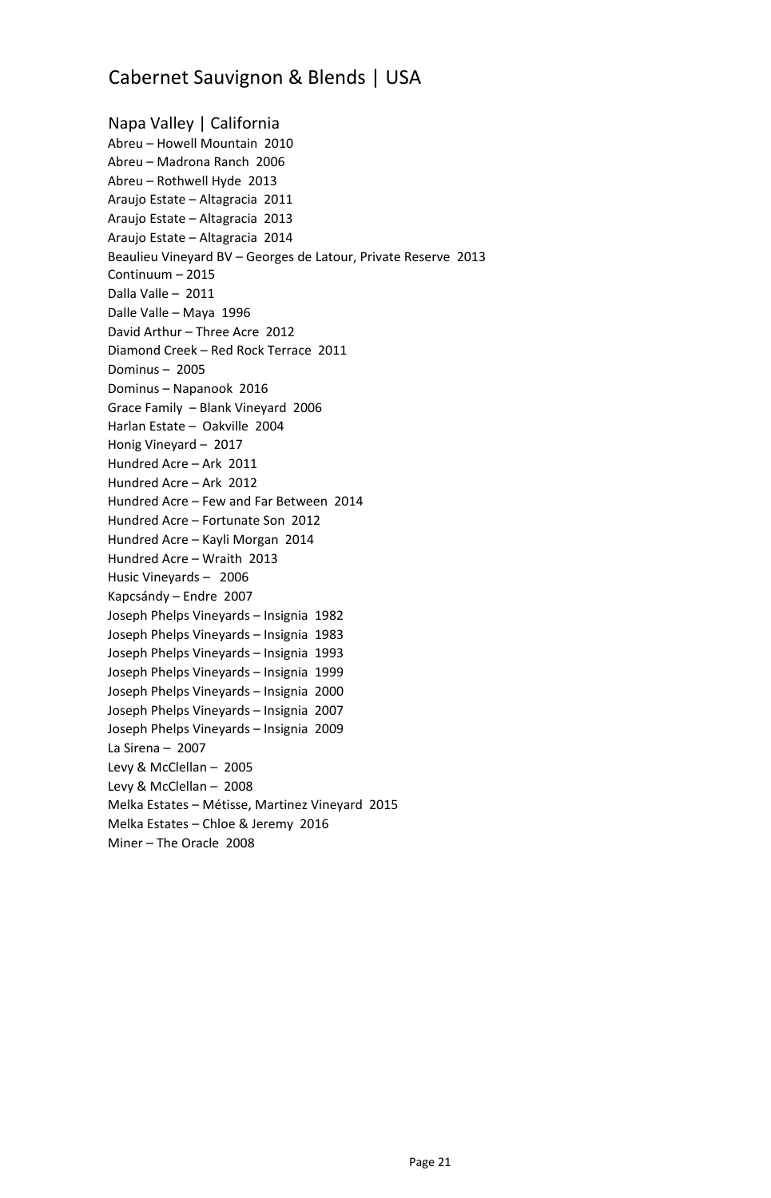# Cabernet Sauvignon & Blends | USA

## Napa Valley | California

Abreu – Howell Mountain 2010
Abreu – Madrona Ranch 2006
Abreu – Rothwell Hyde 2013
Araujo Estate – Altagracia 2011
Araujo Estate – Altagracia 2013
Araujo Estate – Altagracia 2014
Beaulieu Vineyard BV – Georges de Latour, Private Reserve 2013
Continuum – 2015
Dalla Valle – 2011
Dalle Valle – Maya 1996
David Arthur – Three Acre 2012
Diamond Creek – Red Rock Terrace 2011
Dominus – 2005
Dominus – Napanook 2016
Grace Family – Blank Vineyard 2006
Harlan Estate – Oakville 2004
Honig Vineyard – 2017
Hundred Acre – Ark 2011
Hundred Acre – Ark 2012
Hundred Acre – Few and Far Between 2014
Hundred Acre – Fortunate Son 2012
Hundred Acre – Kayli Morgan 2014
Hundred Acre – Wraith 2013
Husic Vineyards – 2006
Kapcsándy – Endre 2007
Joseph Phelps Vineyards – Insignia 1982
Joseph Phelps Vineyards – Insignia 1983
Joseph Phelps Vineyards – Insignia 1993
Joseph Phelps Vineyards – Insignia 1999
Joseph Phelps Vineyards – Insignia 2000
Joseph Phelps Vineyards – Insignia 2007
Joseph Phelps Vineyards – Insignia 2009
La Sirena – 2007
Levy & McClellan – 2005
Levy & McClellan – 2008
Melka Estates – Métisse, Martinez Vineyard 2015
Melka Estates – Chloe & Jeremy 2016
Miner – The Oracle 2008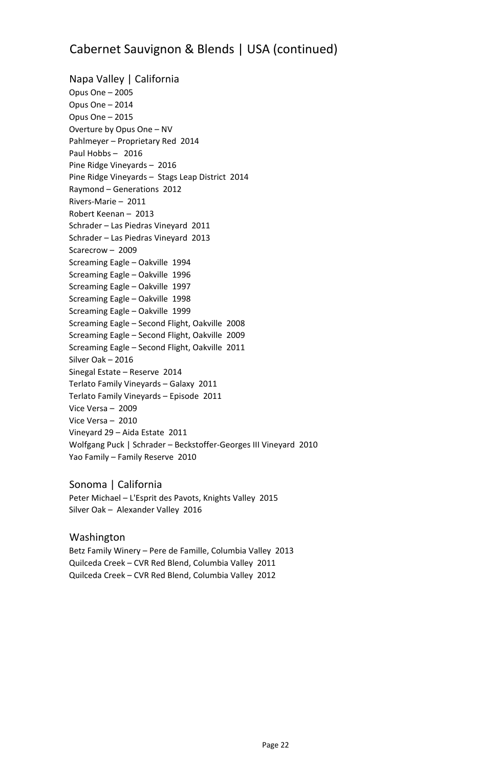# Cabernet Sauvignon & Blends | USA (continued)

## Napa Valley | California

Opus One – 2005
Opus One – 2014
Opus One – 2015
Overture by Opus One – NV
Pahlmeyer – Proprietary Red 2014
Paul Hobbs – 2016
Pine Ridge Vineyards – 2016
Pine Ridge Vineyards – Stags Leap District 2014
Raymond – Generations 2012
Rivers-Marie – 2011
Robert Keenan – 2013
Schrader – Las Piedras Vineyard 2011
Schrader – Las Piedras Vineyard 2013
Scarecrow – 2009
Screaming Eagle – Oakville 1994
Screaming Eagle – Oakville 1996
Screaming Eagle – Oakville 1997
Screaming Eagle – Oakville 1998
Screaming Eagle – Oakville 1999
Screaming Eagle – Second Flight, Oakville 2008
Screaming Eagle – Second Flight, Oakville 2009
Screaming Eagle – Second Flight, Oakville 2011
Silver Oak – 2016
Sinegal Estate – Reserve 2014
Terlato Family Vineyards – Galaxy 2011
Terlato Family Vineyards – Episode 2011
Vice Versa – 2009
Vice Versa – 2010
Vineyard 29 – Aida Estate 2011
Wolfgang Puck | Schrader – Beckstoffer-Georges III Vineyard 2010
Yao Family – Family Reserve 2010

## Sonoma | California

Peter Michael – L'Esprit des Pavots, Knights Valley 2015
Silver Oak – Alexander Valley 2016

## Washington

Betz Family Winery – Pere de Famille, Columbia Valley 2013
Quilceda Creek – CVR Red Blend, Columbia Valley 2011
Quilceda Creek – CVR Red Blend, Columbia Valley 2012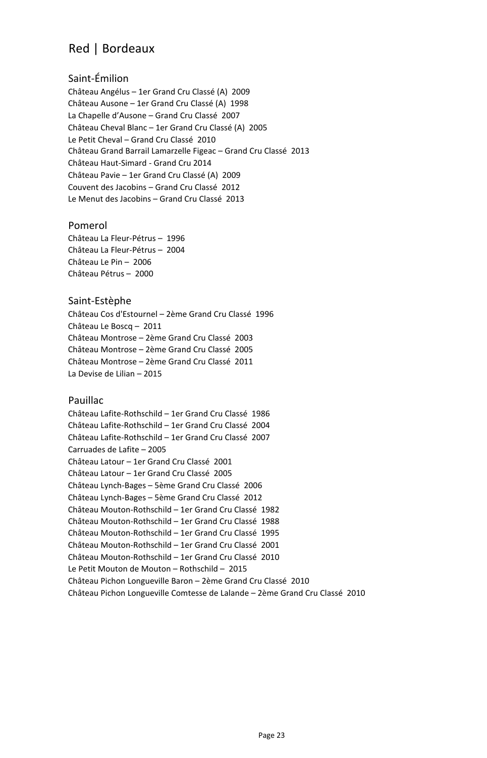# Red | Bordeaux

## Saint-Émilion

Château Angélus – 1er Grand Cru Classé (A) 2009
Château Ausone – 1er Grand Cru Classé (A) 1998
La Chapelle d'Ausone – Grand Cru Classé 2007
Château Cheval Blanc – 1er Grand Cru Classé (A) 2005
Le Petit Cheval – Grand Cru Classé 2010
Château Grand Barrail Lamarzelle Figeac – Grand Cru Classé 2013
Château Haut-Simard - Grand Cru 2014
Château Pavie – 1er Grand Cru Classé (A) 2009
Couvent des Jacobins – Grand Cru Classé 2012
Le Menut des Jacobins – Grand Cru Classé 2013

## Pomerol

Château La Fleur-Pétrus – 1996
Château La Fleur-Pétrus – 2004
Château Le Pin – 2006
Château Pétrus – 2000

## Saint-Estèphe

Château Cos d'Estournel – 2ème Grand Cru Classé 1996
Château Le Boscq – 2011
Château Montrose – 2ème Grand Cru Classé 2003
Château Montrose – 2ème Grand Cru Classé 2005
Château Montrose – 2ème Grand Cru Classé 2011
La Devise de Lilian – 2015

## Pauillac

Château Lafite-Rothschild – 1er Grand Cru Classé 1986
Château Lafite-Rothschild – 1er Grand Cru Classé 2004
Château Lafite-Rothschild – 1er Grand Cru Classé 2007
Carruades de Lafite – 2005
Château Latour – 1er Grand Cru Classé 2001
Château Latour – 1er Grand Cru Classé 2005
Château Lynch-Bages – 5ème Grand Cru Classé 2006
Château Lynch-Bages – 5ème Grand Cru Classé 2012
Château Mouton-Rothschild – 1er Grand Cru Classé 1982
Château Mouton-Rothschild – 1er Grand Cru Classé 1988
Château Mouton-Rothschild – 1er Grand Cru Classé 1995
Château Mouton-Rothschild – 1er Grand Cru Classé 2001
Château Mouton-Rothschild – 1er Grand Cru Classé 2010
Le Petit Mouton de Mouton – Rothschild – 2015
Château Pichon Longueville Baron – 2ème Grand Cru Classé 2010
Château Pichon Longueville Comtesse de Lalande – 2ème Grand Cru Classé 2010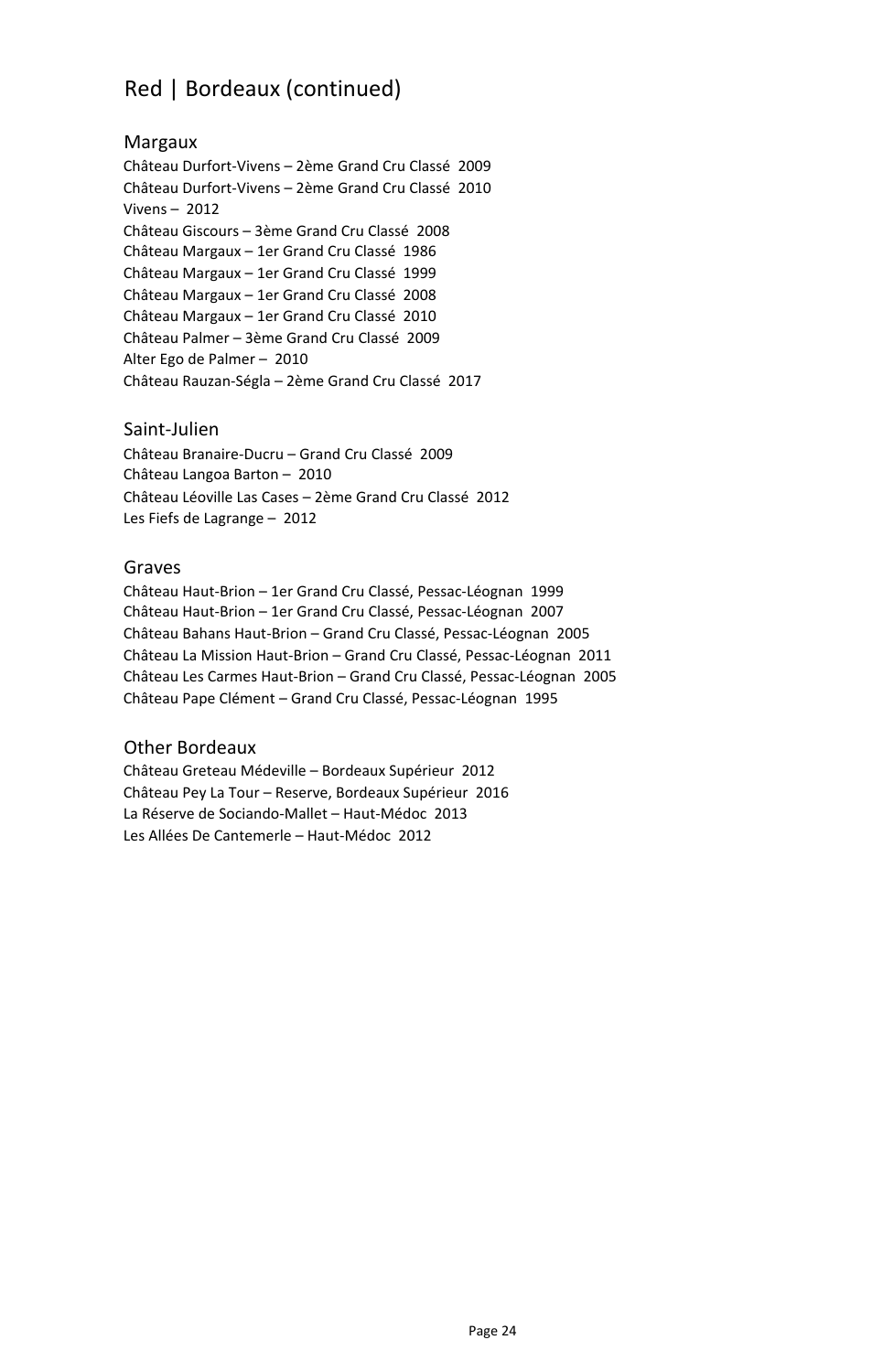# Red | Bordeaux (continued)

## Margaux

Château Durfort-Vivens – 2ème Grand Cru Classé 2009
Château Durfort-Vivens – 2ème Grand Cru Classé 2010
Vivens – 2012
Château Giscours – 3ème Grand Cru Classé 2008
Château Margaux – 1er Grand Cru Classé 1986
Château Margaux – 1er Grand Cru Classé 1999
Château Margaux – 1er Grand Cru Classé 2008
Château Margaux – 1er Grand Cru Classé 2010
Château Palmer – 3ème Grand Cru Classé 2009
Alter Ego de Palmer – 2010
Château Rauzan-Ségla – 2ème Grand Cru Classé 2017

## Saint-Julien

Château Branaire-Ducru – Grand Cru Classé 2009
Château Langoa Barton – 2010
Château Léoville Las Cases – 2ème Grand Cru Classé 2012
Les Fiefs de Lagrange – 2012

## Graves

Château Haut-Brion – 1er Grand Cru Classé, Pessac-Léognan 1999
Château Haut-Brion – 1er Grand Cru Classé, Pessac-Léognan 2007
Château Bahans Haut-Brion – Grand Cru Classé, Pessac-Léognan 2005
Château La Mission Haut-Brion – Grand Cru Classé, Pessac-Léognan 2011
Château Les Carmes Haut-Brion – Grand Cru Classé, Pessac-Léognan 2005
Château Pape Clément – Grand Cru Classé, Pessac-Léognan 1995

## Other Bordeaux

Château Greteau Médeville – Bordeaux Supérieur 2012
Château Pey La Tour – Reserve, Bordeaux Supérieur 2016
La Réserve de Sociando-Mallet – Haut-Médoc 2013
Les Allées De Cantemerle – Haut-Médoc 2012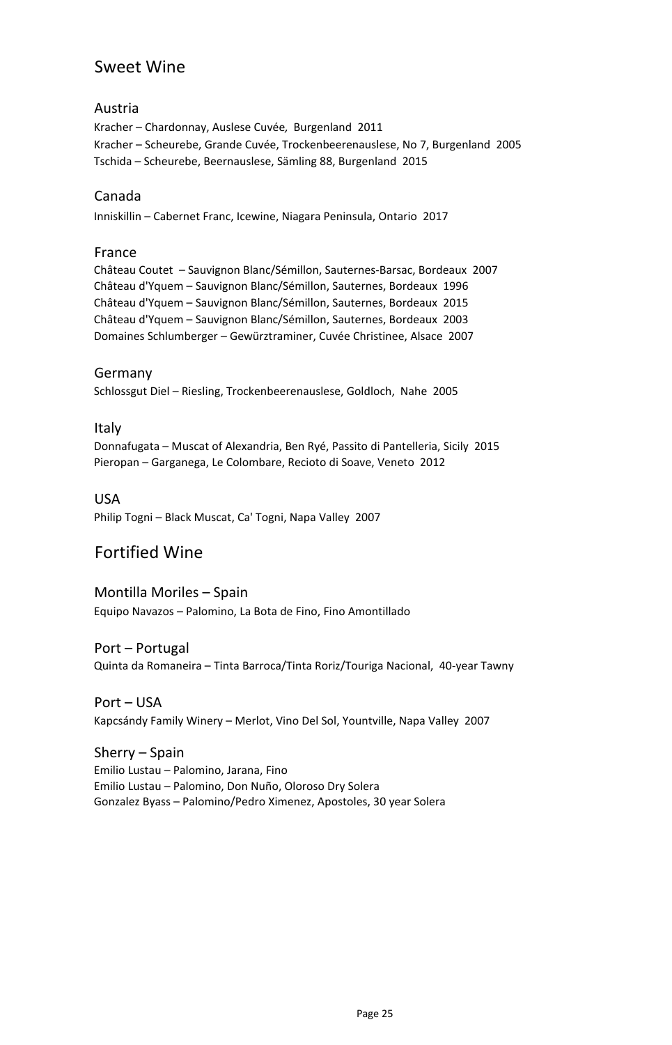## Sweet Wine

### Austria

Kracher – Chardonnay, Auslese Cuvée, Burgenland 2011
Kracher – Scheurebe, Grande Cuvée, Trockenbeerenauslese, No 7, Burgenland 2005
Tschida – Scheurebe, Beernauslese, Sämling 88, Burgenland 2015

### Canada

Inniskillin – Cabernet Franc, Icewine, Niagara Peninsula, Ontario 2017

### France

Château Coutet – Sauvignon Blanc/Sémillon, Sauternes-Barsac, Bordeaux 2007
Château d'Yquem – Sauvignon Blanc/Sémillon, Sauternes, Bordeaux 1996
Château d'Yquem – Sauvignon Blanc/Sémillon, Sauternes, Bordeaux 2015
Château d'Yquem – Sauvignon Blanc/Sémillon, Sauternes, Bordeaux 2003
Domaines Schlumberger – Gewürztraminer, Cuvée Christinee, Alsace 2007

### Germany

Schlossgut Diel – Riesling, Trockenbeerenauslese, Goldloch, Nahe 2005

### Italy

Donnafugata – Muscat of Alexandria, Ben Ryé, Passito di Pantelleria, Sicily 2015
Pieropan – Garganega, Le Colombare, Recioto di Soave, Veneto 2012

### USA

Philip Togni – Black Muscat, Ca' Togni, Napa Valley 2007

## Fortified Wine

### Montilla Moriles – Spain

Equipo Navazos – Palomino, La Bota de Fino, Fino Amontillado

### Port – Portugal

Quinta da Romaneira – Tinta Barroca/Tinta Roriz/Touriga Nacional, 40-year Tawny

### Port – USA

Kapcsándy Family Winery – Merlot, Vino Del Sol, Yountville, Napa Valley 2007

### Sherry – Spain

Emilio Lustau – Palomino, Jarana, Fino
Emilio Lustau – Palomino, Don Nuño, Oloroso Dry Solera
Gonzalez Byass – Palomino/Pedro Ximenez, Apostoles, 30 year Solera